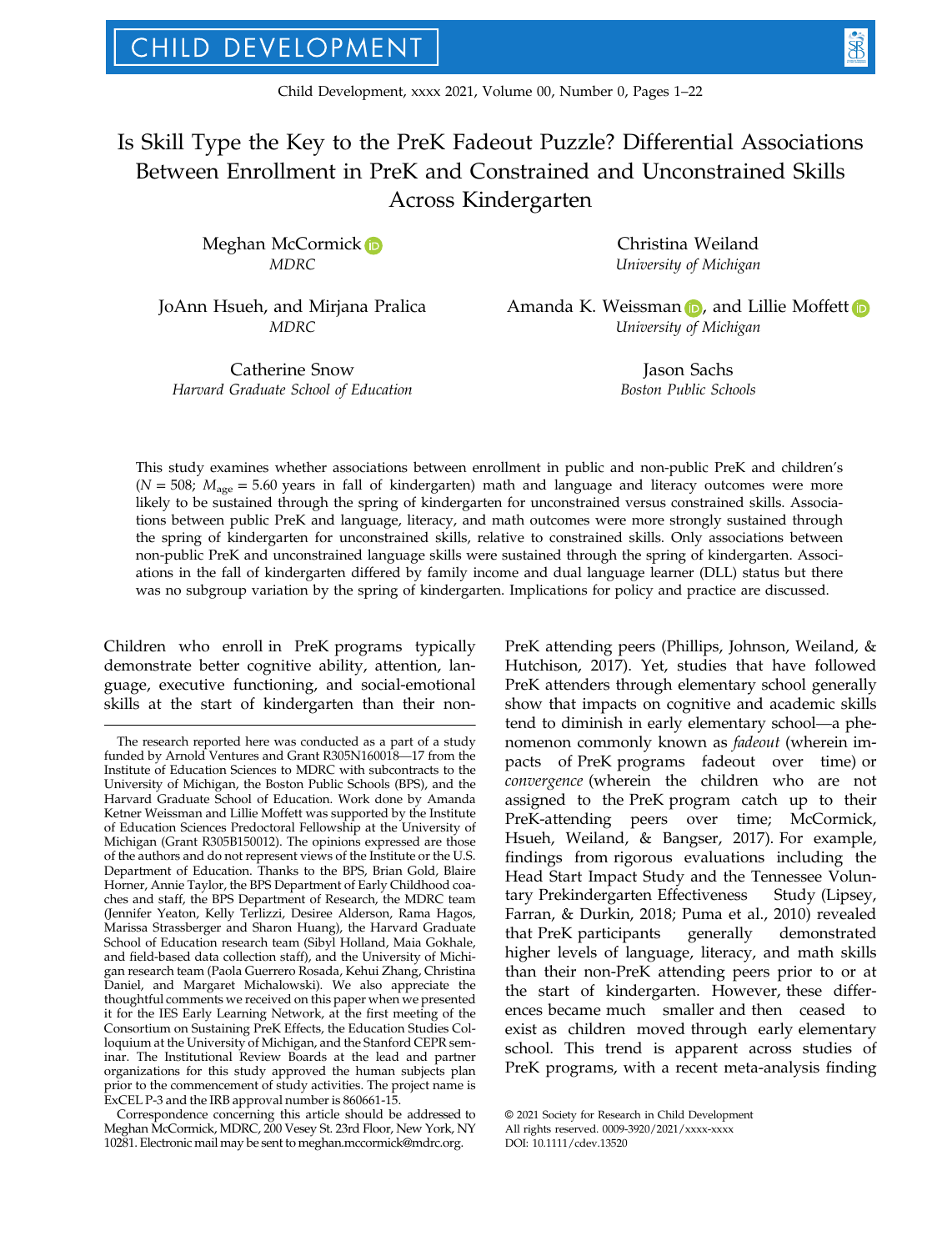# Is Skill Type the Key to the PreK Fadeout Puzzle? Differential Associations Between Enrollment in PreK and Constrained and Unconstrained Skills Across Kindergarten

Meghan McCormick
*MDRC*

Christina Weiland
*University of Michigan*

JoAnn Hsueh, and Mirjana Pralica
*MDRC*

Amanda K. Weissman, and Lillie Moffett
*University of Michigan*

Catherine Snow
*Harvard Graduate School of Education*

Jason Sachs
*Boston Public Schools*

This study examines whether associations between enrollment in public and non-public PreK and children's ($N = 508$; $M_{age} = 5.60$ years in fall of kindergarten) math and language and literacy outcomes were more likely to be sustained through the spring of kindergarten for unconstrained versus constrained skills. Associations between public PreK and language, literacy, and math outcomes were more strongly sustained through the spring of kindergarten for unconstrained skills, relative to constrained skills. Only associations between non-public PreK and unconstrained language skills were sustained through the spring of kindergarten. Associations in the fall of kindergarten differed by family income and dual language learner (DLL) status but there was no subgroup variation by the spring of kindergarten. Implications for policy and practice are discussed.

Children who enroll in PreK programs typically demonstrate better cognitive ability, attention, language, executive functioning, and social-emotional skills at the start of kindergarten than their non-PreK attending peers (Phillips, Johnson, Weiland, & Hutchison, 2017). Yet, studies that have followed PreK attenders through elementary school generally show that impacts on cognitive and academic skills tend to diminish in early elementary school—a phenomenon commonly known as *fadeout* (wherein impacts of PreK programs fadeout over time) or *convergence* (wherein the children who are not assigned to the PreK program catch up to their PreK-attending peers over time; McCormick, Hsueh, Weiland, & Bangser, 2017). For example, findings from rigorous evaluations including the Head Start Impact Study and the Tennessee Voluntary Prekindergarten Effectiveness Study (Lipsey, Farran, & Durkin, 2018; Puma et al., 2010) revealed that PreK participants generally demonstrated higher levels of language, literacy, and math skills than their non-PreK attending peers prior to or at the start of kindergarten. However, these differences became much smaller and then ceased to exist as children moved through early elementary school. This trend is apparent across studies of PreK programs, with a recent meta-analysis finding

The research reported here was conducted as a part of a study funded by Arnold Ventures and Grant R305N160018—17 from the Institute of Education Sciences to MDRC with subcontracts to the University of Michigan, the Boston Public Schools (BPS), and the Harvard Graduate School of Education. Work done by Amanda Ketner Weissman and Lillie Moffett was supported by the Institute of Education Sciences Predoctoral Fellowship at the University of Michigan (Grant R305B150012). The opinions expressed are those of the authors and do not represent views of the Institute or the U.S. Department of Education. Thanks to the BPS, Brian Gold, Blaire Horner, Annie Taylor, the BPS Department of Early Childhood coaches and staff, the BPS Department of Research, the MDRC team (Jennifer Yeaton, Kelly Terlizzi, Desiree Alderson, Rama Hagos, Marissa Strassberger and Sharon Huang), the Harvard Graduate School of Education research team (Sibyl Holland, Maia Gokhale, and field-based data collection staff), and the University of Michigan research team (Paola Guerrero Rosada, Kehui Zhang, Christina Daniel, and Margaret Michalowski). We also appreciate the thoughtful comments we received on this paper when we presented it for the IES Early Learning Network, at the first meeting of the Consortium on Sustaining PreK Effects, the Education Studies Colloquium at the University of Michigan, and the Stanford CEPR seminar. The Institutional Review Boards at the lead and partner organizations for this study approved the human subjects plan prior to the commencement of study activities. The project name is ExCEL P-3 and the IRB approval number is 860661-15.

Correspondence concerning this article should be addressed to Meghan McCormick, MDRC, 200 Vesey St. 23rd Floor, New York, NY 10281. Electronic mail may be sent to meghan.mccormick@mdrc.org.

© 2021 Society for Research in Child Development
All rights reserved. 0009-3920/2021/xxxx-xxxx
DOI: 10.1111/cdev.13520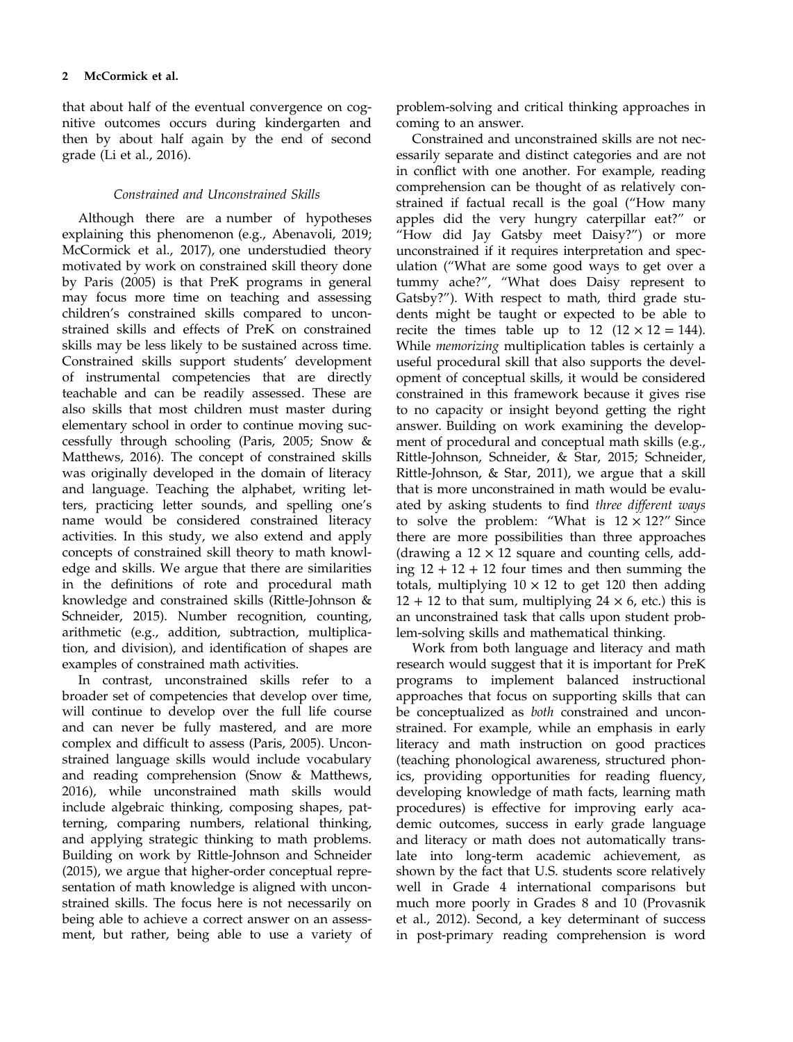that about half of the eventual convergence on cognitive outcomes occurs during kindergarten and then by about half again by the end of second grade (Li et al., 2016).

### *Constrained and Unconstrained Skills*

Although there are a number of hypotheses explaining this phenomenon (e.g., Abenavoli, 2019; McCormick et al., 2017), one understudied theory motivated by work on constrained skill theory done by Paris (2005) is that PreK programs in general may focus more time on teaching and assessing children's constrained skills compared to unconstrained skills and effects of PreK on constrained skills may be less likely to be sustained across time. Constrained skills support students' development of instrumental competencies that are directly teachable and can be readily assessed. These are also skills that most children must master during elementary school in order to continue moving successfully through schooling (Paris, 2005; Snow & Matthews, 2016). The concept of constrained skills was originally developed in the domain of literacy and language. Teaching the alphabet, writing letters, practicing letter sounds, and spelling one's name would be considered constrained literacy activities. In this study, we also extend and apply concepts of constrained skill theory to math knowledge and skills. We argue that there are similarities in the definitions of rote and procedural math knowledge and constrained skills (Rittle-Johnson & Schneider, 2015). Number recognition, counting, arithmetic (e.g., addition, subtraction, multiplication, and division), and identification of shapes are examples of constrained math activities.

In contrast, unconstrained skills refer to a broader set of competencies that develop over time, will continue to develop over the full life course and can never be fully mastered, and are more complex and difficult to assess (Paris, 2005). Unconstrained language skills would include vocabulary and reading comprehension (Snow & Matthews, 2016), while unconstrained math skills would include algebraic thinking, composing shapes, patterning, comparing numbers, relational thinking, and applying strategic thinking to math problems. Building on work by Rittle-Johnson and Schneider (2015), we argue that higher-order conceptual representation of math knowledge is aligned with unconstrained skills. The focus here is not necessarily on being able to achieve a correct answer on an assessment, but rather, being able to use a variety of problem-solving and critical thinking approaches in coming to an answer.

Constrained and unconstrained skills are not necessarily separate and distinct categories and are not in conflict with one another. For example, reading comprehension can be thought of as relatively constrained if factual recall is the goal ("How many apples did the very hungry caterpillar eat?" or "How did Jay Gatsby meet Daisy?") or more unconstrained if it requires interpretation and speculation ("What are some good ways to get over a tummy ache?", "What does Daisy represent to Gatsby?"). With respect to math, third grade students might be taught or expected to be able to recite the times table up to 12 ($12 \times 12 = 144$). While *memorizing* multiplication tables is certainly a useful procedural skill that also supports the development of conceptual skills, it would be considered constrained in this framework because it gives rise to no capacity or insight beyond getting the right answer. Building on work examining the development of procedural and conceptual math skills (e.g., Rittle-Johnson, Schneider, & Star, 2015; Schneider, Rittle-Johnson, & Star, 2011), we argue that a skill that is more unconstrained in math would be evaluated by asking students to find *three different ways* to solve the problem: "What is $12 \times 12$?" Since there are more possibilities than three approaches (drawing a $12 \times 12$ square and counting cells, adding $12 + 12 + 12$ four times and then summing the totals, multiplying $10 \times 12$ to get 120 then adding $12 + 12$ to that sum, multiplying $24 \times 6$, etc.) this is an unconstrained task that calls upon student problem-solving skills and mathematical thinking.

Work from both language and literacy and math research would suggest that it is important for PreK programs to implement balanced instructional approaches that focus on supporting skills that can be conceptualized as *both* constrained and unconstrained. For example, while an emphasis in early literacy and math instruction on good practices (teaching phonological awareness, structured phonics, providing opportunities for reading fluency, developing knowledge of math facts, learning math procedures) is effective for improving early academic outcomes, success in early grade language and literacy or math does not automatically translate into long-term academic achievement, as shown by the fact that U.S. students score relatively well in Grade 4 international comparisons but much more poorly in Grades 8 and 10 (Provasnik et al., 2012). Second, a key determinant of success in post-primary reading comprehension is word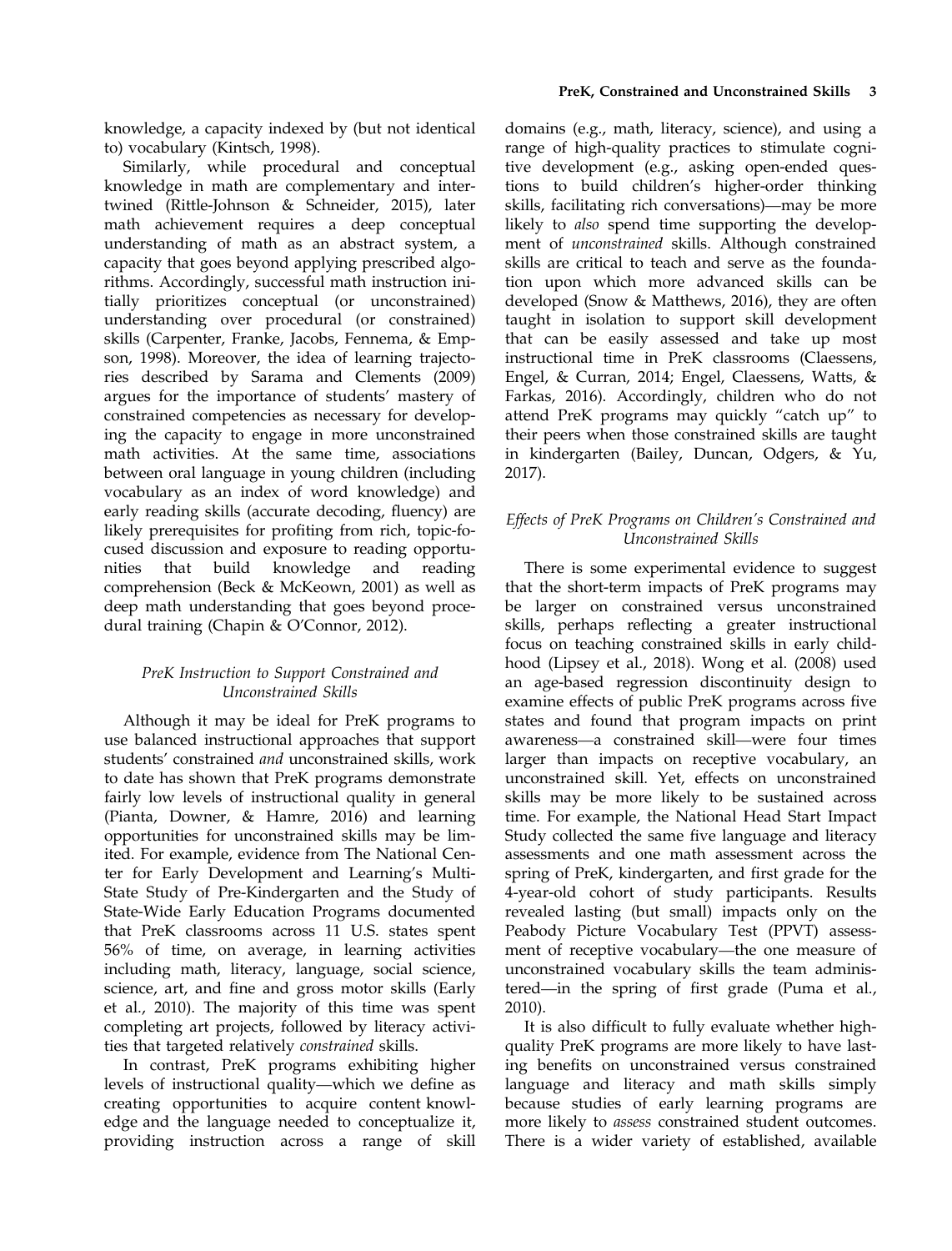knowledge, a capacity indexed by (but not identical to) vocabulary (Kintsch, 1998).

Similarly, while procedural and conceptual knowledge in math are complementary and intertwined (Rittle-Johnson & Schneider, 2015), later math achievement requires a deep conceptual understanding of math as an abstract system, a capacity that goes beyond applying prescribed algorithms. Accordingly, successful math instruction initially prioritizes conceptual (or unconstrained) understanding over procedural (or constrained) skills (Carpenter, Franke, Jacobs, Fennema, & Empson, 1998). Moreover, the idea of learning trajectories described by Sarama and Clements (2009) argues for the importance of students' mastery of constrained competencies as necessary for developing the capacity to engage in more unconstrained math activities. At the same time, associations between oral language in young children (including vocabulary as an index of word knowledge) and early reading skills (accurate decoding, fluency) are likely prerequisites for profiting from rich, topic-focused discussion and exposure to reading opportunities that build knowledge and reading comprehension (Beck & McKeown, 2001) as well as deep math understanding that goes beyond procedural training (Chapin & O'Connor, 2012).

### *PreK Instruction to Support Constrained and Unconstrained Skills*

Although it may be ideal for PreK programs to use balanced instructional approaches that support students' constrained *and* unconstrained skills, work to date has shown that PreK programs demonstrate fairly low levels of instructional quality in general (Pianta, Downer, & Hamre, 2016) and learning opportunities for unconstrained skills may be limited. For example, evidence from The National Center for Early Development and Learning's Multi-State Study of Pre-Kindergarten and the Study of State-Wide Early Education Programs documented that PreK classrooms across 11 U.S. states spent 56% of time, on average, in learning activities including math, literacy, language, social science, science, art, and fine and gross motor skills (Early et al., 2010). The majority of this time was spent completing art projects, followed by literacy activities that targeted relatively *constrained* skills.

In contrast, PreK programs exhibiting higher levels of instructional quality—which we define as creating opportunities to acquire content knowledge and the language needed to conceptualize it, providing instruction across a range of skill domains (e.g., math, literacy, science), and using a range of high-quality practices to stimulate cognitive development (e.g., asking open-ended questions to build children's higher-order thinking skills, facilitating rich conversations)—may be more likely to *also* spend time supporting the development of *unconstrained* skills. Although constrained skills are critical to teach and serve as the foundation upon which more advanced skills can be developed (Snow & Matthews, 2016), they are often taught in isolation to support skill development that can be easily assessed and take up most instructional time in PreK classrooms (Claessens, Engel, & Curran, 2014; Engel, Claessens, Watts, & Farkas, 2016). Accordingly, children who do not attend PreK programs may quickly "catch up" to their peers when those constrained skills are taught in kindergarten (Bailey, Duncan, Odgers, & Yu, 2017).

### *Effects of PreK Programs on Children's Constrained and Unconstrained Skills*

There is some experimental evidence to suggest that the short-term impacts of PreK programs may be larger on constrained versus unconstrained skills, perhaps reflecting a greater instructional focus on teaching constrained skills in early childhood (Lipsey et al., 2018). Wong et al. (2008) used an age-based regression discontinuity design to examine effects of public PreK programs across five states and found that program impacts on print awareness—a constrained skill—were four times larger than impacts on receptive vocabulary, an unconstrained skill. Yet, effects on unconstrained skills may be more likely to be sustained across time. For example, the National Head Start Impact Study collected the same five language and literacy assessments and one math assessment across the spring of PreK, kindergarten, and first grade for the 4-year-old cohort of study participants. Results revealed lasting (but small) impacts only on the Peabody Picture Vocabulary Test (PPVT) assessment of receptive vocabulary—the one measure of unconstrained vocabulary skills the team administered—in the spring of first grade (Puma et al., 2010).

It is also difficult to fully evaluate whether high-quality PreK programs are more likely to have lasting benefits on unconstrained versus constrained language and literacy and math skills simply because studies of early learning programs are more likely to *assess* constrained student outcomes. There is a wider variety of established, available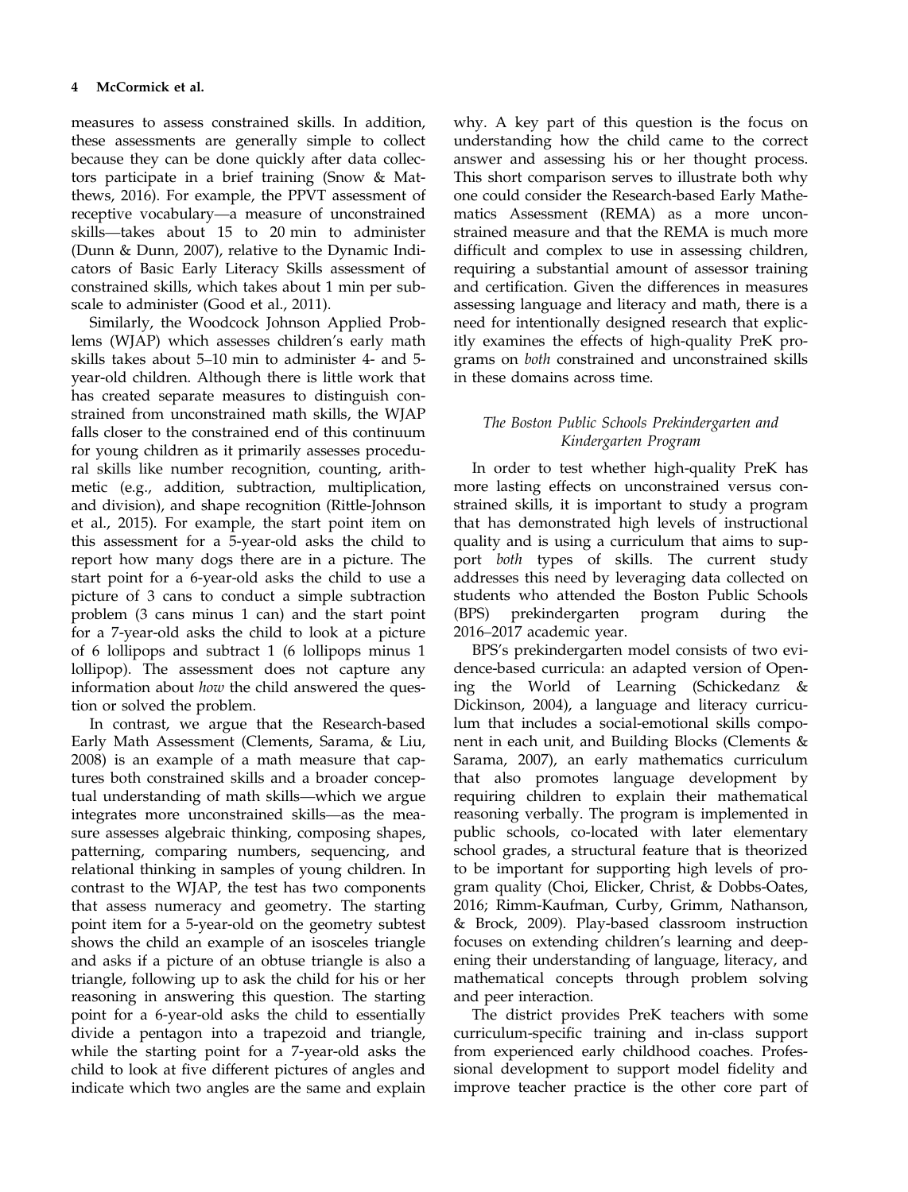measures to assess constrained skills. In addition, these assessments are generally simple to collect because they can be done quickly after data collectors participate in a brief training (Snow & Matthews, 2016). For example, the PPVT assessment of receptive vocabulary—a measure of unconstrained skills—takes about 15 to 20 min to administer (Dunn & Dunn, 2007), relative to the Dynamic Indicators of Basic Early Literacy Skills assessment of constrained skills, which takes about 1 min per subscale to administer (Good et al., 2011).

Similarly, the Woodcock Johnson Applied Problems (WJAP) which assesses children's early math skills takes about 5–10 min to administer 4- and 5-year-old children. Although there is little work that has created separate measures to distinguish constrained from unconstrained math skills, the WJAP falls closer to the constrained end of this continuum for young children as it primarily assesses procedural skills like number recognition, counting, arithmetic (e.g., addition, subtraction, multiplication, and division), and shape recognition (Rittle-Johnson et al., 2015). For example, the start point item on this assessment for a 5-year-old asks the child to report how many dogs there are in a picture. The start point for a 6-year-old asks the child to use a picture of 3 cans to conduct a simple subtraction problem (3 cans minus 1 can) and the start point for a 7-year-old asks the child to look at a picture of 6 lollipops and subtract 1 (6 lollipops minus 1 lollipop). The assessment does not capture any information about *how* the child answered the question or solved the problem.

In contrast, we argue that the Research-based Early Math Assessment (Clements, Sarama, & Liu, 2008) is an example of a math measure that captures both constrained skills and a broader conceptual understanding of math skills—which we argue integrates more unconstrained skills—as the measure assesses algebraic thinking, composing shapes, patterning, comparing numbers, sequencing, and relational thinking in samples of young children. In contrast to the WJAP, the test has two components that assess numeracy and geometry. The starting point item for a 5-year-old on the geometry subtest shows the child an example of an isosceles triangle and asks if a picture of an obtuse triangle is also a triangle, following up to ask the child for his or her reasoning in answering this question. The starting point for a 6-year-old asks the child to essentially divide a pentagon into a trapezoid and triangle, while the starting point for a 7-year-old asks the child to look at five different pictures of angles and indicate which two angles are the same and explain why. A key part of this question is the focus on understanding how the child came to the correct answer and assessing his or her thought process. This short comparison serves to illustrate both why one could consider the Research-based Early Mathematics Assessment (REMA) as a more unconstrained measure and that the REMA is much more difficult and complex to use in assessing children, requiring a substantial amount of assessor training and certification. Given the differences in measures assessing language and literacy and math, there is a need for intentionally designed research that explicitly examines the effects of high-quality PreK programs on *both* constrained and unconstrained skills in these domains across time.

### *The Boston Public Schools Prekindergarten and Kindergarten Program*

In order to test whether high-quality PreK has more lasting effects on unconstrained versus constrained skills, it is important to study a program that has demonstrated high levels of instructional quality and is using a curriculum that aims to support *both* types of skills. The current study addresses this need by leveraging data collected on students who attended the Boston Public Schools (BPS) prekindergarten program during the 2016–2017 academic year.

BPS's prekindergarten model consists of two evidence-based curricula: an adapted version of Opening the World of Learning (Schickedanz & Dickinson, 2004), a language and literacy curriculum that includes a social-emotional skills component in each unit, and Building Blocks (Clements & Sarama, 2007), an early mathematics curriculum that also promotes language development by requiring children to explain their mathematical reasoning verbally. The program is implemented in public schools, co-located with later elementary school grades, a structural feature that is theorized to be important for supporting high levels of program quality (Choi, Elicker, Christ, & Dobbs-Oates, 2016; Rimm-Kaufman, Curby, Grimm, Nathanson, & Brock, 2009). Play-based classroom instruction focuses on extending children's learning and deepening their understanding of language, literacy, and mathematical concepts through problem solving and peer interaction.

The district provides PreK teachers with some curriculum-specific training and in-class support from experienced early childhood coaches. Professional development to support model fidelity and improve teacher practice is the other core part of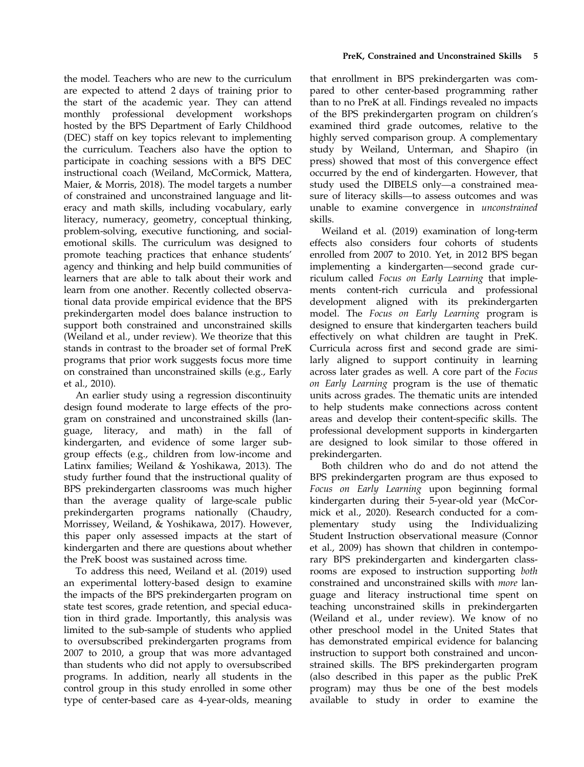the model. Teachers who are new to the curriculum are expected to attend 2 days of training prior to the start of the academic year. They can attend monthly professional development workshops hosted by the BPS Department of Early Childhood (DEC) staff on key topics relevant to implementing the curriculum. Teachers also have the option to participate in coaching sessions with a BPS DEC instructional coach (Weiland, McCormick, Mattera, Maier, & Morris, 2018). The model targets a number of constrained and unconstrained language and literacy and math skills, including vocabulary, early literacy, numeracy, geometry, conceptual thinking, problem-solving, executive functioning, and social-emotional skills. The curriculum was designed to promote teaching practices that enhance students' agency and thinking and help build communities of learners that are able to talk about their work and learn from one another. Recently collected observational data provide empirical evidence that the BPS prekindergarten model does balance instruction to support both constrained and unconstrained skills (Weiland et al., under review). We theorize that this stands in contrast to the broader set of formal PreK programs that prior work suggests focus more time on constrained than unconstrained skills (e.g., Early et al., 2010).

An earlier study using a regression discontinuity design found moderate to large effects of the program on constrained and unconstrained skills (language, literacy, and math) in the fall of kindergarten, and evidence of some larger subgroup effects (e.g., children from low-income and Latinx families; Weiland & Yoshikawa, 2013). The study further found that the instructional quality of BPS prekindergarten classrooms was much higher than the average quality of large-scale public prekindergarten programs nationally (Chaudry, Morrissey, Weiland, & Yoshikawa, 2017). However, this paper only assessed impacts at the start of kindergarten and there are questions about whether the PreK boost was sustained across time.

To address this need, Weiland et al. (2019) used an experimental lottery-based design to examine the impacts of the BPS prekindergarten program on state test scores, grade retention, and special education in third grade. Importantly, this analysis was limited to the sub-sample of students who applied to oversubscribed prekindergarten programs from 2007 to 2010, a group that was more advantaged than students who did not apply to oversubscribed programs. In addition, nearly all students in the control group in this study enrolled in some other type of center-based care as 4-year-olds, meaning that enrollment in BPS prekindergarten was compared to other center-based programming rather than to no PreK at all. Findings revealed no impacts of the BPS prekindergarten program on children's examined third grade outcomes, relative to the highly served comparison group. A complementary study by Weiland, Unterman, and Shapiro (in press) showed that most of this convergence effect occurred by the end of kindergarten. However, that study used the DIBELS only—a constrained measure of literacy skills—to assess outcomes and was unable to examine convergence in *unconstrained* skills.

Weiland et al. (2019) examination of long-term effects also considers four cohorts of students enrolled from 2007 to 2010. Yet, in 2012 BPS began implementing a kindergarten—second grade curriculum called *Focus on Early Learning* that implements content-rich curricula and professional development aligned with its prekindergarten model. The *Focus on Early Learning* program is designed to ensure that kindergarten teachers build effectively on what children are taught in PreK. Curricula across first and second grade are similarly aligned to support continuity in learning across later grades as well. A core part of the *Focus on Early Learning* program is the use of thematic units across grades. The thematic units are intended to help students make connections across content areas and develop their content-specific skills. The professional development supports in kindergarten are designed to look similar to those offered in prekindergarten.

Both children who do and do not attend the BPS prekindergarten program are thus exposed to *Focus on Early Learning* upon beginning formal kindergarten during their 5-year-old year (McCormick et al., 2020). Research conducted for a complementary study using the Individualizing Student Instruction observational measure (Connor et al., 2009) has shown that children in contemporary BPS prekindergarten and kindergarten classrooms are exposed to instruction supporting *both* constrained and unconstrained skills with *more* language and literacy instructional time spent on teaching unconstrained skills in prekindergarten (Weiland et al., under review). We know of no other preschool model in the United States that has demonstrated empirical evidence for balancing instruction to support both constrained and unconstrained skills. The BPS prekindergarten program (also described in this paper as the public PreK program) may thus be one of the best models available to study in order to examine the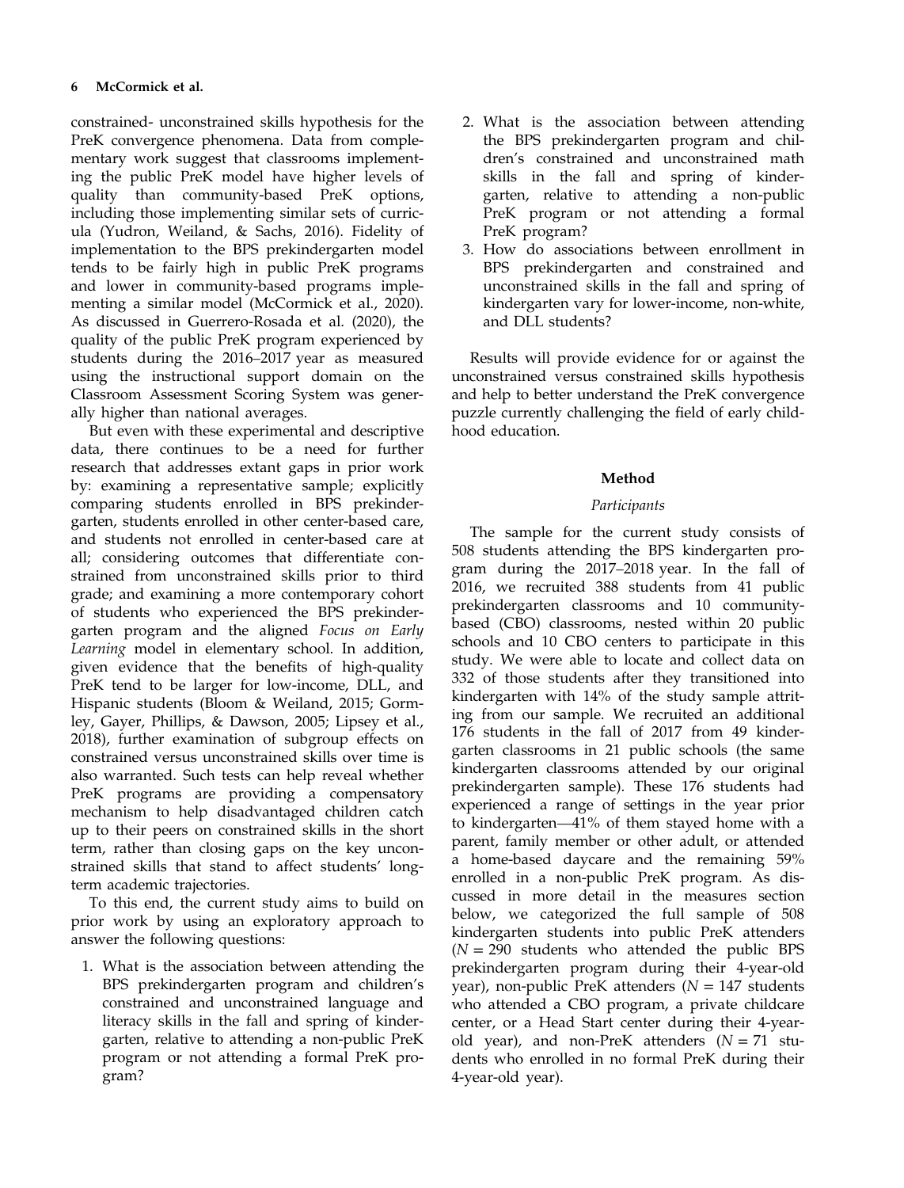constrained- unconstrained skills hypothesis for the PreK convergence phenomena. Data from complementary work suggest that classrooms implementing the public PreK model have higher levels of quality than community-based PreK options, including those implementing similar sets of curricula (Yudron, Weiland, & Sachs, 2016). Fidelity of implementation to the BPS prekindergarten model tends to be fairly high in public PreK programs and lower in community-based programs implementing a similar model (McCormick et al., 2020). As discussed in Guerrero-Rosada et al. (2020), the quality of the public PreK program experienced by students during the 2016–2017 year as measured using the instructional support domain on the Classroom Assessment Scoring System was generally higher than national averages.

But even with these experimental and descriptive data, there continues to be a need for further research that addresses extant gaps in prior work by: examining a representative sample; explicitly comparing students enrolled in BPS prekindergarten, students enrolled in other center-based care, and students not enrolled in center-based care at all; considering outcomes that differentiate constrained from unconstrained skills prior to third grade; and examining a more contemporary cohort of students who experienced the BPS prekindergarten program and the aligned *Focus on Early Learning* model in elementary school. In addition, given evidence that the benefits of high-quality PreK tend to be larger for low-income, DLL, and Hispanic students (Bloom & Weiland, 2015; Gormley, Gayer, Phillips, & Dawson, 2005; Lipsey et al., 2018), further examination of subgroup effects on constrained versus unconstrained skills over time is also warranted. Such tests can help reveal whether PreK programs are providing a compensatory mechanism to help disadvantaged children catch up to their peers on constrained skills in the short term, rather than closing gaps on the key unconstrained skills that stand to affect students' long-term academic trajectories.

To this end, the current study aims to build on prior work by using an exploratory approach to answer the following questions:

1. What is the association between attending the BPS prekindergarten program and children's constrained and unconstrained language and literacy skills in the fall and spring of kindergarten, relative to attending a non-public PreK program or not attending a formal PreK program?
2. What is the association between attending the BPS prekindergarten program and children's constrained and unconstrained math skills in the fall and spring of kindergarten, relative to attending a non-public PreK program or not attending a formal PreK program?
3. How do associations between enrollment in BPS prekindergarten and constrained and unconstrained skills in the fall and spring of kindergarten vary for lower-income, non-white, and DLL students?

Results will provide evidence for or against the unconstrained versus constrained skills hypothesis and help to better understand the PreK convergence puzzle currently challenging the field of early childhood education.

## Method

### *Participants*

The sample for the current study consists of 508 students attending the BPS kindergarten program during the 2017–2018 year. In the fall of 2016, we recruited 388 students from 41 public prekindergarten classrooms and 10 community-based (CBO) classrooms, nested within 20 public schools and 10 CBO centers to participate in this study. We were able to locate and collect data on 332 of those students after they transitioned into kindergarten with 14% of the study sample attriting from our sample. We recruited an additional 176 students in the fall of 2017 from 49 kindergarten classrooms in 21 public schools (the same kindergarten classrooms attended by our original prekindergarten sample). These 176 students had experienced a range of settings in the year prior to kindergarten—41% of them stayed home with a parent, family member or other adult, or attended a home-based daycare and the remaining 59% enrolled in a non-public PreK program. As discussed in more detail in the measures section below, we categorized the full sample of 508 kindergarten students into public PreK attenders ($N = 290$ students who attended the public BPS prekindergarten program during their 4-year-old year), non-public PreK attenders ($N = 147$ students who attended a CBO program, a private childcare center, or a Head Start center during their 4-year-old year), and non-PreK attenders ($N = 71$ students who enrolled in no formal PreK during their 4-year-old year).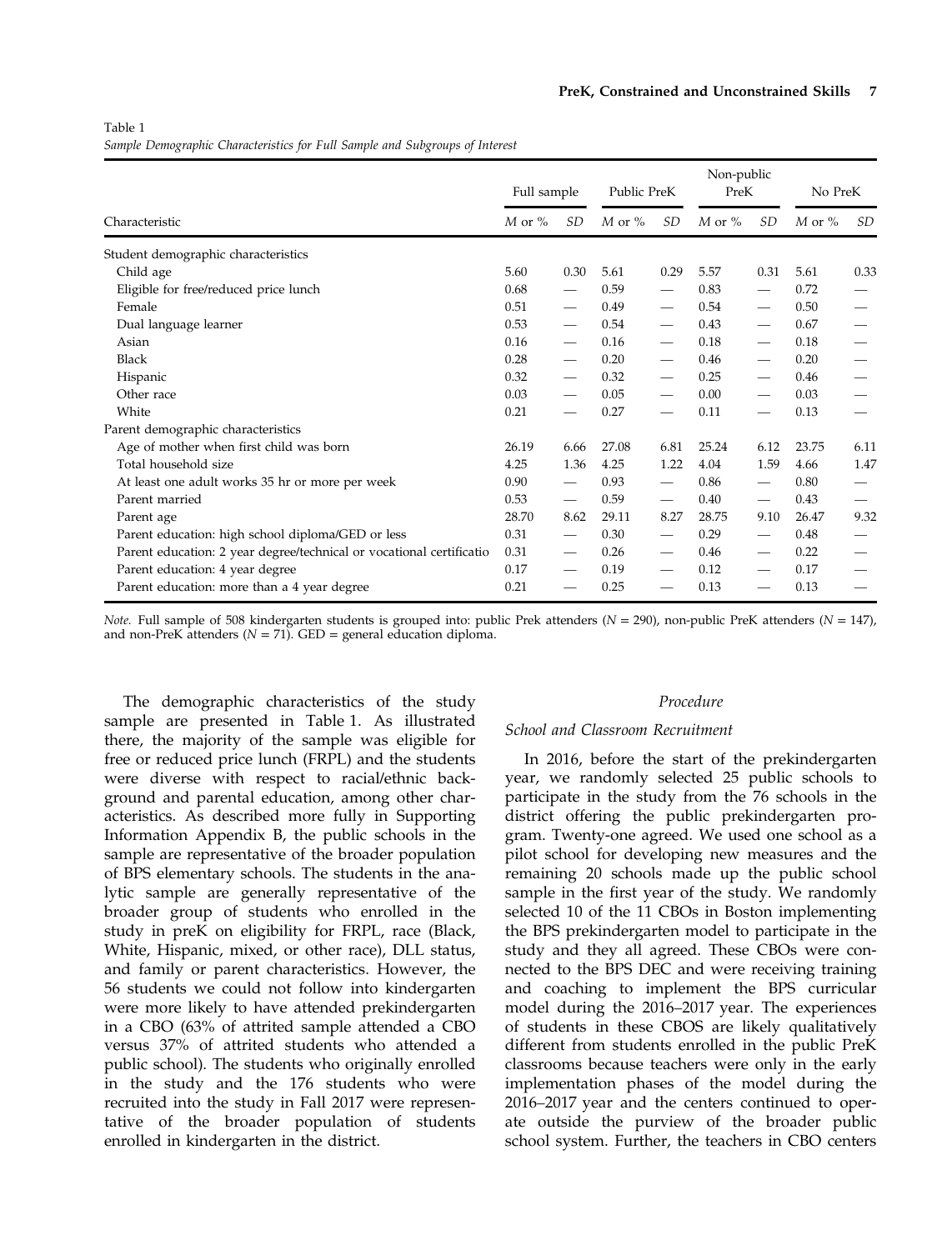Table 1
*Sample Demographic Characteristics for Full Sample and Subgroups of Interest*

| Characteristic | Full sample | | Public PreK | | Non-public PreK | | No PreK | |
|---|---|---|---|---|---|---|---|---|
| | *M* or % | *SD* | *M* or % | *SD* | *M* or % | *SD* | *M* or % | *SD* |
| Student demographic characteristics | | | | | | | | |
| Child age | 5.60 | 0.30 | 5.61 | 0.29 | 5.57 | 0.31 | 5.61 | 0.33 |
| Eligible for free/reduced price lunch | 0.68 | — | 0.59 | — | 0.83 | — | 0.72 | — |
| Female | 0.51 | — | 0.49 | — | 0.54 | — | 0.50 | — |
| Dual language learner | 0.53 | — | 0.54 | — | 0.43 | — | 0.67 | — |
| Asian | 0.16 | — | 0.16 | — | 0.18 | — | 0.18 | — |
| Black | 0.28 | — | 0.20 | — | 0.46 | — | 0.20 | — |
| Hispanic | 0.32 | — | 0.32 | — | 0.25 | — | 0.46 | — |
| Other race | 0.03 | — | 0.05 | — | 0.00 | — | 0.03 | — |
| White | 0.21 | — | 0.27 | — | 0.11 | — | 0.13 | — |
| Parent demographic characteristics | | | | | | | | |
| Age of mother when first child was born | 26.19 | 6.66 | 27.08 | 6.81 | 25.24 | 6.12 | 23.75 | 6.11 |
| Total household size | 4.25 | 1.36 | 4.25 | 1.22 | 4.04 | 1.59 | 4.66 | 1.47 |
| At least one adult works 35 hr or more per week | 0.90 | — | 0.93 | — | 0.86 | — | 0.80 | — |
| Parent married | 0.53 | — | 0.59 | — | 0.40 | — | 0.43 | — |
| Parent age | 28.70 | 8.62 | 29.11 | 8.27 | 28.75 | 9.10 | 26.47 | 9.32 |
| Parent education: high school diploma/GED or less | 0.31 | — | 0.30 | — | 0.29 | — | 0.48 | — |
| Parent education: 2 year degree/technical or vocational certificatio | 0.31 | — | 0.26 | — | 0.46 | — | 0.22 | — |
| Parent education: 4 year degree | 0.17 | — | 0.19 | — | 0.12 | — | 0.17 | — |
| Parent education: more than a 4 year degree | 0.21 | — | 0.25 | — | 0.13 | — | 0.13 | — |

*Note.* Full sample of 508 kindergarten students is grouped into: public Prek attenders (*N* = 290), non-public PreK attenders (*N* = 147), and non-PreK attenders (*N* = 71). GED = general education diploma.

The demographic characteristics of the study sample are presented in Table 1. As illustrated there, the majority of the sample was eligible for free or reduced price lunch (FRPL) and the students were diverse with respect to racial/ethnic background and parental education, among other characteristics. As described more fully in Supporting Information Appendix B, the public schools in the sample are representative of the broader population of BPS elementary schools. The students in the analytic sample are generally representative of the broader group of students who enrolled in the study in preK on eligibility for FRPL, race (Black, White, Hispanic, mixed, or other race), DLL status, and family or parent characteristics. However, the 56 students we could not follow into kindergarten were more likely to have attended prekindergarten in a CBO (63% of attrited sample attended a CBO versus 37% of attrited students who attended a public school). The students who originally enrolled in the study and the 176 students who were recruited into the study in Fall 2017 were representative of the broader population of students enrolled in kindergarten in the district.

## *Procedure*

### *School and Classroom Recruitment*

In 2016, before the start of the prekindergarten year, we randomly selected 25 public schools to participate in the study from the 76 schools in the district offering the public prekindergarten program. Twenty-one agreed. We used one school as a pilot school for developing new measures and the remaining 20 schools made up the public school sample in the first year of the study. We randomly selected 10 of the 11 CBOs in Boston implementing the BPS prekindergarten model to participate in the study and they all agreed. These CBOs were connected to the BPS DEC and were receiving training and coaching to implement the BPS curricular model during the 2016–2017 year. The experiences of students in these CBOS are likely qualitatively different from students enrolled in the public PreK classrooms because teachers were only in the early implementation phases of the model during the 2016–2017 year and the centers continued to operate outside the purview of the broader public school system. Further, the teachers in CBO centers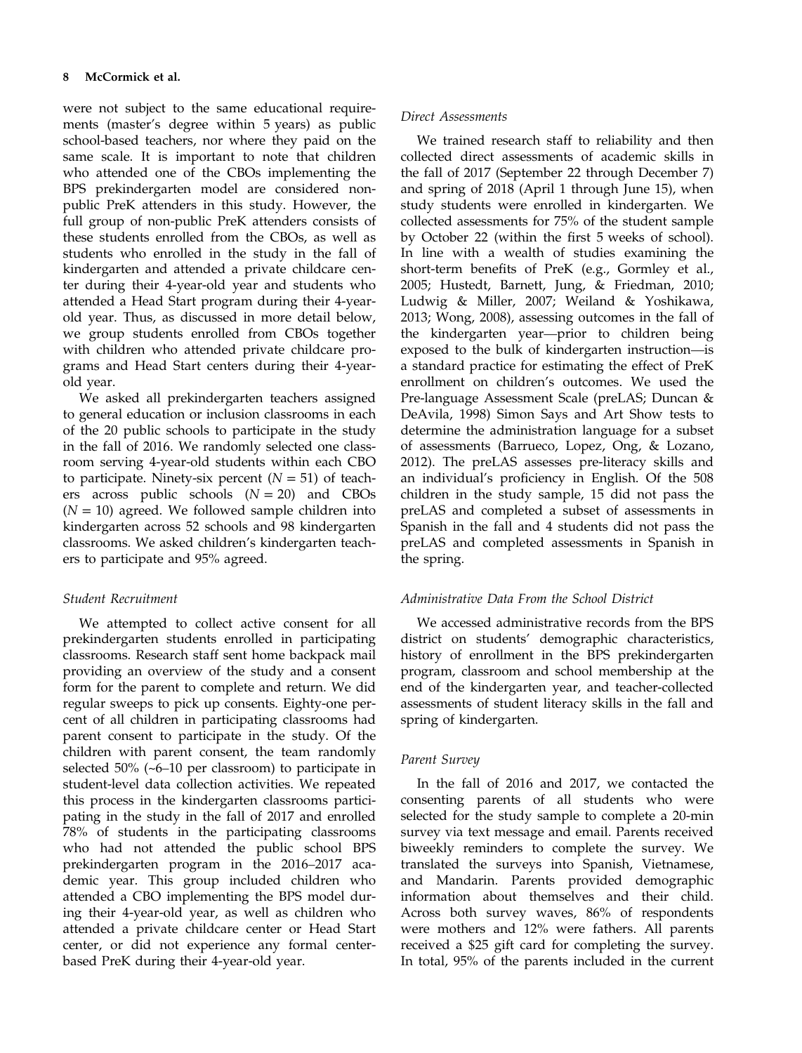were not subject to the same educational requirements (master's degree within 5 years) as public school-based teachers, nor where they paid on the same scale. It is important to note that children who attended one of the CBOs implementing the BPS prekindergarten model are considered non-public PreK attenders in this study. However, the full group of non-public PreK attenders consists of these students enrolled from the CBOs, as well as students who enrolled in the study in the fall of kindergarten and attended a private childcare center during their 4-year-old year and students who attended a Head Start program during their 4-year-old year. Thus, as discussed in more detail below, we group students enrolled from CBOs together with children who attended private childcare programs and Head Start centers during their 4-year-old year.

We asked all prekindergarten teachers assigned to general education or inclusion classrooms in each of the 20 public schools to participate in the study in the fall of 2016. We randomly selected one classroom serving 4-year-old students within each CBO to participate. Ninety-six percent ($N = 51$) of teachers across public schools ($N = 20$) and CBOs ($N = 10$) agreed. We followed sample children into kindergarten across 52 schools and 98 kindergarten classrooms. We asked children's kindergarten teachers to participate and 95% agreed.

### *Student Recruitment*

We attempted to collect active consent for all prekindergarten students enrolled in participating classrooms. Research staff sent home backpack mail providing an overview of the study and a consent form for the parent to complete and return. We did regular sweeps to pick up consents. Eighty-one percent of all children in participating classrooms had parent consent to participate in the study. Of the children with parent consent, the team randomly selected 50% (~6–10 per classroom) to participate in student-level data collection activities. We repeated this process in the kindergarten classrooms participating in the study in the fall of 2017 and enrolled 78% of students in the participating classrooms who had not attended the public school BPS prekindergarten program in the 2016–2017 academic year. This group included children who attended a CBO implementing the BPS model during their 4-year-old year, as well as children who attended a private childcare center or Head Start center, or did not experience any formal center-based PreK during their 4-year-old year.

### *Direct Assessments*

We trained research staff to reliability and then collected direct assessments of academic skills in the fall of 2017 (September 22 through December 7) and spring of 2018 (April 1 through June 15), when study students were enrolled in kindergarten. We collected assessments for 75% of the student sample by October 22 (within the first 5 weeks of school). In line with a wealth of studies examining the short-term benefits of PreK (e.g., Gormley et al., 2005; Hustedt, Barnett, Jung, & Friedman, 2010; Ludwig & Miller, 2007; Weiland & Yoshikawa, 2013; Wong, 2008), assessing outcomes in the fall of the kindergarten year—prior to children being exposed to the bulk of kindergarten instruction—is a standard practice for estimating the effect of PreK enrollment on children's outcomes. We used the Pre-language Assessment Scale (preLAS; Duncan & DeAvila, 1998) Simon Says and Art Show tests to determine the administration language for a subset of assessments (Barrueco, Lopez, Ong, & Lozano, 2012). The preLAS assesses pre-literacy skills and an individual's proficiency in English. Of the 508 children in the study sample, 15 did not pass the preLAS and completed a subset of assessments in Spanish in the fall and 4 students did not pass the preLAS and completed assessments in Spanish in the spring.

### *Administrative Data From the School District*

We accessed administrative records from the BPS district on students' demographic characteristics, history of enrollment in the BPS prekindergarten program, classroom and school membership at the end of the kindergarten year, and teacher-collected assessments of student literacy skills in the fall and spring of kindergarten.

### *Parent Survey*

In the fall of 2016 and 2017, we contacted the consenting parents of all students who were selected for the study sample to complete a 20-min survey via text message and email. Parents received biweekly reminders to complete the survey. We translated the surveys into Spanish, Vietnamese, and Mandarin. Parents provided demographic information about themselves and their child. Across both survey waves, 86% of respondents were mothers and 12% were fathers. All parents received a $25 gift card for completing the survey. In total, 95% of the parents included in the current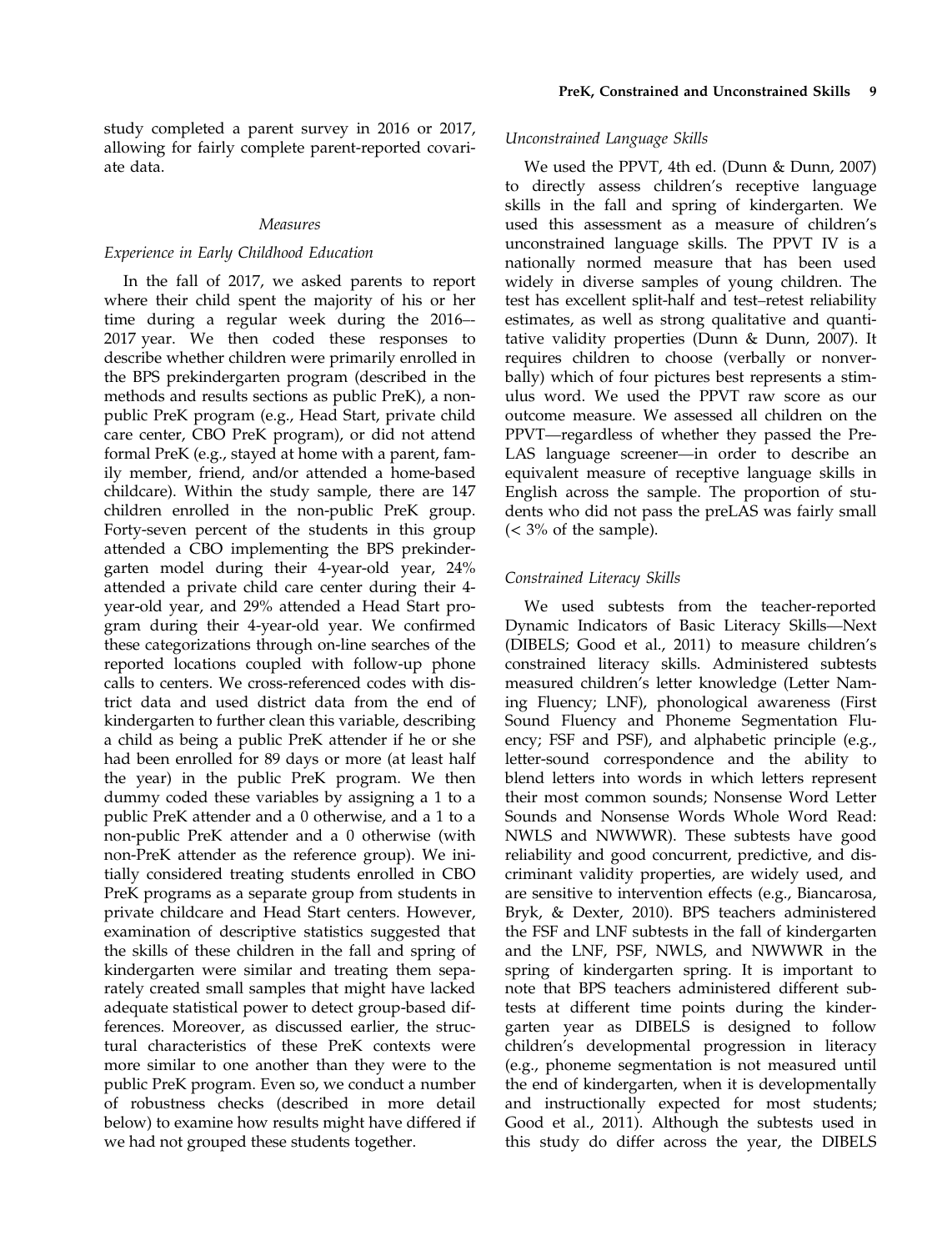study completed a parent survey in 2016 or 2017, allowing for fairly complete parent-reported covariate data.

### *Measures*

#### *Experience in Early Childhood Education*

In the fall of 2017, we asked parents to report where their child spent the majority of his or her time during a regular week during the 2016–-2017 year. We then coded these responses to describe whether children were primarily enrolled in the BPS prekindergarten program (described in the methods and results sections as public PreK), a non-public PreK program (e.g., Head Start, private child care center, CBO PreK program), or did not attend formal PreK (e.g., stayed at home with a parent, family member, friend, and/or attended a home-based childcare). Within the study sample, there are 147 children enrolled in the non-public PreK group. Forty-seven percent of the students in this group attended a CBO implementing the BPS prekindergarten model during their 4-year-old year, 24% attended a private child care center during their 4-year-old year, and 29% attended a Head Start program during their 4-year-old year. We confirmed these categorizations through on-line searches of the reported locations coupled with follow-up phone calls to centers. We cross-referenced codes with district data and used district data from the end of kindergarten to further clean this variable, describing a child as being a public PreK attender if he or she had been enrolled for 89 days or more (at least half the year) in the public PreK program. We then dummy coded these variables by assigning a 1 to a public PreK attender and a 0 otherwise, and a 1 to a non-public PreK attender and a 0 otherwise (with non-PreK attender as the reference group). We initially considered treating students enrolled in CBO PreK programs as a separate group from students in private childcare and Head Start centers. However, examination of descriptive statistics suggested that the skills of these children in the fall and spring of kindergarten were similar and treating them separately created small samples that might have lacked adequate statistical power to detect group-based differences. Moreover, as discussed earlier, the structural characteristics of these PreK contexts were more similar to one another than they were to the public PreK program. Even so, we conduct a number of robustness checks (described in more detail below) to examine how results might have differed if we had not grouped these students together.

#### *Unconstrained Language Skills*

We used the PPVT, 4th ed. (Dunn & Dunn, 2007) to directly assess children's receptive language skills in the fall and spring of kindergarten. We used this assessment as a measure of children's unconstrained language skills. The PPVT IV is a nationally normed measure that has been used widely in diverse samples of young children. The test has excellent split-half and test–retest reliability estimates, as well as strong qualitative and quantitative validity properties (Dunn & Dunn, 2007). It requires children to choose (verbally or nonverbally) which of four pictures best represents a stimulus word. We used the PPVT raw score as our outcome measure. We assessed all children on the PPVT—regardless of whether they passed the Pre-LAS language screener—in order to describe an equivalent measure of receptive language skills in English across the sample. The proportion of students who did not pass the preLAS was fairly small (< 3% of the sample).

#### *Constrained Literacy Skills*

We used subtests from the teacher-reported Dynamic Indicators of Basic Literacy Skills—Next (DIBELS; Good et al., 2011) to measure children's constrained literacy skills. Administered subtests measured children's letter knowledge (Letter Naming Fluency; LNF), phonological awareness (First Sound Fluency and Phoneme Segmentation Fluency; FSF and PSF), and alphabetic principle (e.g., letter-sound correspondence and the ability to blend letters into words in which letters represent their most common sounds; Nonsense Word Letter Sounds and Nonsense Words Whole Word Read: NWLS and NWWWR). These subtests have good reliability and good concurrent, predictive, and discriminant validity properties, are widely used, and are sensitive to intervention effects (e.g., Biancarosa, Bryk, & Dexter, 2010). BPS teachers administered the FSF and LNF subtests in the fall of kindergarten and the LNF, PSF, NWLS, and NWWWR in the spring of kindergarten spring. It is important to note that BPS teachers administered different subtests at different time points during the kindergarten year as DIBELS is designed to follow children's developmental progression in literacy (e.g., phoneme segmentation is not measured until the end of kindergarten, when it is developmentally and instructionally expected for most students; Good et al., 2011). Although the subtests used in this study do differ across the year, the DIBELS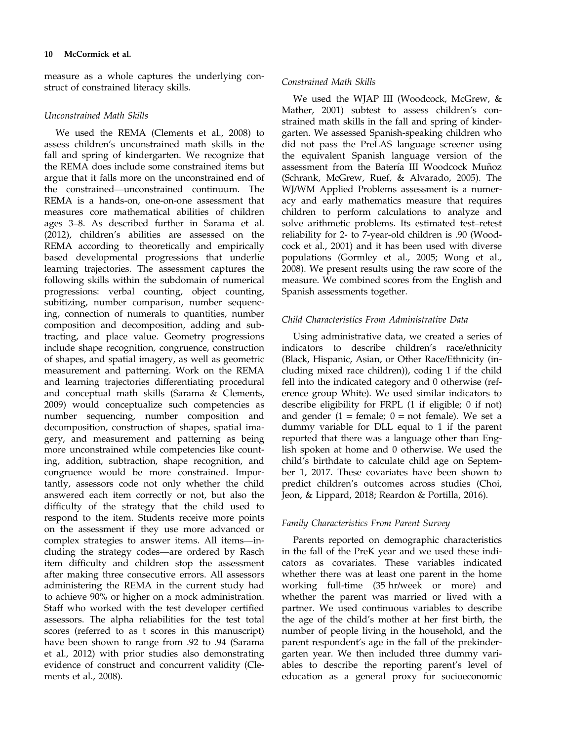measure as a whole captures the underlying construct of constrained literacy skills.

### *Unconstrained Math Skills*

We used the REMA (Clements et al., 2008) to assess children's unconstrained math skills in the fall and spring of kindergarten. We recognize that the REMA does include some constrained items but argue that it falls more on the unconstrained end of the constrained—unconstrained continuum. The REMA is a hands-on, one-on-one assessment that measures core mathematical abilities of children ages 3–8. As described further in Sarama et al. (2012), children's abilities are assessed on the REMA according to theoretically and empirically based developmental progressions that underlie learning trajectories. The assessment captures the following skills within the subdomain of numerical progressions: verbal counting, object counting, subitizing, number comparison, number sequencing, connection of numerals to quantities, number composition and decomposition, adding and subtracting, and place value. Geometry progressions include shape recognition, congruence, construction of shapes, and spatial imagery, as well as geometric measurement and patterning. Work on the REMA and learning trajectories differentiating procedural and conceptual math skills (Sarama & Clements, 2009) would conceptualize such competencies as number sequencing, number composition and decomposition, construction of shapes, spatial imagery, and measurement and patterning as being more unconstrained while competencies like counting, addition, subtraction, shape recognition, and congruence would be more constrained. Importantly, assessors code not only whether the child answered each item correctly or not, but also the difficulty of the strategy that the child used to respond to the item. Students receive more points on the assessment if they use more advanced or complex strategies to answer items. All items—including the strategy codes—are ordered by Rasch item difficulty and children stop the assessment after making three consecutive errors. All assessors administering the REMA in the current study had to achieve 90% or higher on a mock administration. Staff who worked with the test developer certified assessors. The alpha reliabilities for the test total scores (referred to as t scores in this manuscript) have been shown to range from .92 to .94 (Sarama et al., 2012) with prior studies also demonstrating evidence of construct and concurrent validity (Clements et al., 2008).

### *Constrained Math Skills*

We used the WJAP III (Woodcock, McGrew, & Mather, 2001) subtest to assess children's constrained math skills in the fall and spring of kindergarten. We assessed Spanish-speaking children who did not pass the PreLAS language screener using the equivalent Spanish language version of the assessment from the Batería III Woodcock Muñoz (Schrank, McGrew, Ruef, & Alvarado, 2005). The WJ/WM Applied Problems assessment is a numeracy and early mathematics measure that requires children to perform calculations to analyze and solve arithmetic problems. Its estimated test–retest reliability for 2- to 7-year-old children is .90 (Woodcock et al., 2001) and it has been used with diverse populations (Gormley et al., 2005; Wong et al., 2008). We present results using the raw score of the measure. We combined scores from the English and Spanish assessments together.

### *Child Characteristics From Administrative Data*

Using administrative data, we created a series of indicators to describe children's race/ethnicity (Black, Hispanic, Asian, or Other Race/Ethnicity (including mixed race children)), coding 1 if the child fell into the indicated category and 0 otherwise (reference group White). We used similar indicators to describe eligibility for FRPL (1 if eligible; 0 if not) and gender (1 = female; 0 = not female). We set a dummy variable for DLL equal to 1 if the parent reported that there was a language other than English spoken at home and 0 otherwise. We used the child's birthdate to calculate child age on September 1, 2017. These covariates have been shown to predict children's outcomes across studies (Choi, Jeon, & Lippard, 2018; Reardon & Portilla, 2016).

### *Family Characteristics From Parent Survey*

Parents reported on demographic characteristics in the fall of the PreK year and we used these indicators as covariates. These variables indicated whether there was at least one parent in the home working full-time (35 hr/week or more) and whether the parent was married or lived with a partner. We used continuous variables to describe the age of the child's mother at her first birth, the number of people living in the household, and the parent respondent's age in the fall of the prekindergarten year. We then included three dummy variables to describe the reporting parent's level of education as a general proxy for socioeconomic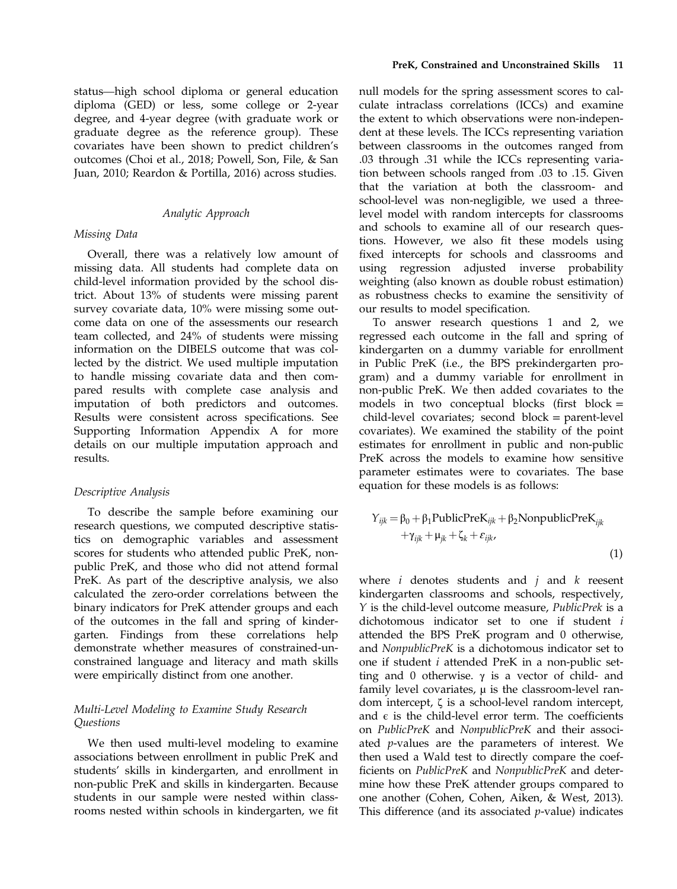status—high school diploma or general education diploma (GED) or less, some college or 2-year degree, and 4-year degree (with graduate work or graduate degree as the reference group). These covariates have been shown to predict children's outcomes (Choi et al., 2018; Powell, Son, File, & San Juan, 2010; Reardon & Portilla, 2016) across studies.

### *Analytic Approach*

#### *Missing Data*

Overall, there was a relatively low amount of missing data. All students had complete data on child-level information provided by the school district. About 13% of students were missing parent survey covariate data, 10% were missing some outcome data on one of the assessments our research team collected, and 24% of students were missing information on the DIBELS outcome that was collected by the district. We used multiple imputation to handle missing covariate data and then compared results with complete case analysis and imputation of both predictors and outcomes. Results were consistent across specifications. See Supporting Information Appendix A for more details on our multiple imputation approach and results.

#### *Descriptive Analysis*

To describe the sample before examining our research questions, we computed descriptive statistics on demographic variables and assessment scores for students who attended public PreK, non-public PreK, and those who did not attend formal PreK. As part of the descriptive analysis, we also calculated the zero-order correlations between the binary indicators for PreK attender groups and each of the outcomes in the fall and spring of kindergarten. Findings from these correlations help demonstrate whether measures of constrained-unconstrained language and literacy and math skills were empirically distinct from one another.

#### *Multi-Level Modeling to Examine Study Research Questions*

We then used multi-level modeling to examine associations between enrollment in public PreK and students' skills in kindergarten, and enrollment in non-public PreK and skills in kindergarten. Because students in our sample were nested within classrooms nested within schools in kindergarten, we fit null models for the spring assessment scores to calculate intraclass correlations (ICCs) and examine the extent to which observations were non-independent at these levels. The ICCs representing variation between classrooms in the outcomes ranged from .03 through .31 while the ICCs representing variation between schools ranged from .03 to .15. Given that the variation at both the classroom- and school-level was non-negligible, we used a three-level model with random intercepts for classrooms and schools to examine all of our research questions. However, we also fit these models using fixed intercepts for schools and classrooms and using regression adjusted inverse probability weighting (also known as double robust estimation) as robustness checks to examine the sensitivity of our results to model specification.

To answer research questions 1 and 2, we regressed each outcome in the fall and spring of kindergarten on a dummy variable for enrollment in Public PreK (i.e., the BPS prekindergarten program) and a dummy variable for enrollment in non-public PreK. We then added covariates to the models in two conceptual blocks (first block = child-level covariates; second block = parent-level covariates). We examined the stability of the point estimates for enrollment in public and non-public PreK across the models to examine how sensitive parameter estimates were to covariates. The base equation for these models is as follows:

$$Y_{ijk} = \beta_0 + \beta_1 \text{PublicPreK}_{ijk} + \beta_2 \text{NonpublicPreK}_{ijk} + \gamma_{ijk} + \mu_{jk} + \zeta_k + \varepsilon_{ijk}, \tag{1}$$

where $i$ denotes students and $j$ and $k$ reesent kindergarten classrooms and schools, respectively, $Y$ is the child-level outcome measure, *PublicPrek* is a dichotomous indicator set to one if student $i$ attended the BPS PreK program and 0 otherwise, and *NonpublicPreK* is a dichotomous indicator set to one if student $i$ attended PreK in a non-public setting and 0 otherwise. $\gamma$ is a vector of child- and family level covariates, $\mu$ is the classroom-level random intercept, $\zeta$ is a school-level random intercept, and $\epsilon$ is the child-level error term. The coefficients on *PublicPreK* and *NonpublicPreK* and their associated $p$-values are the parameters of interest. We then used a Wald test to directly compare the coefficients on *PublicPreK* and *NonpublicPreK* and determine how these PreK attender groups compared to one another (Cohen, Cohen, Aiken, & West, 2013). This difference (and its associated $p$-value) indicates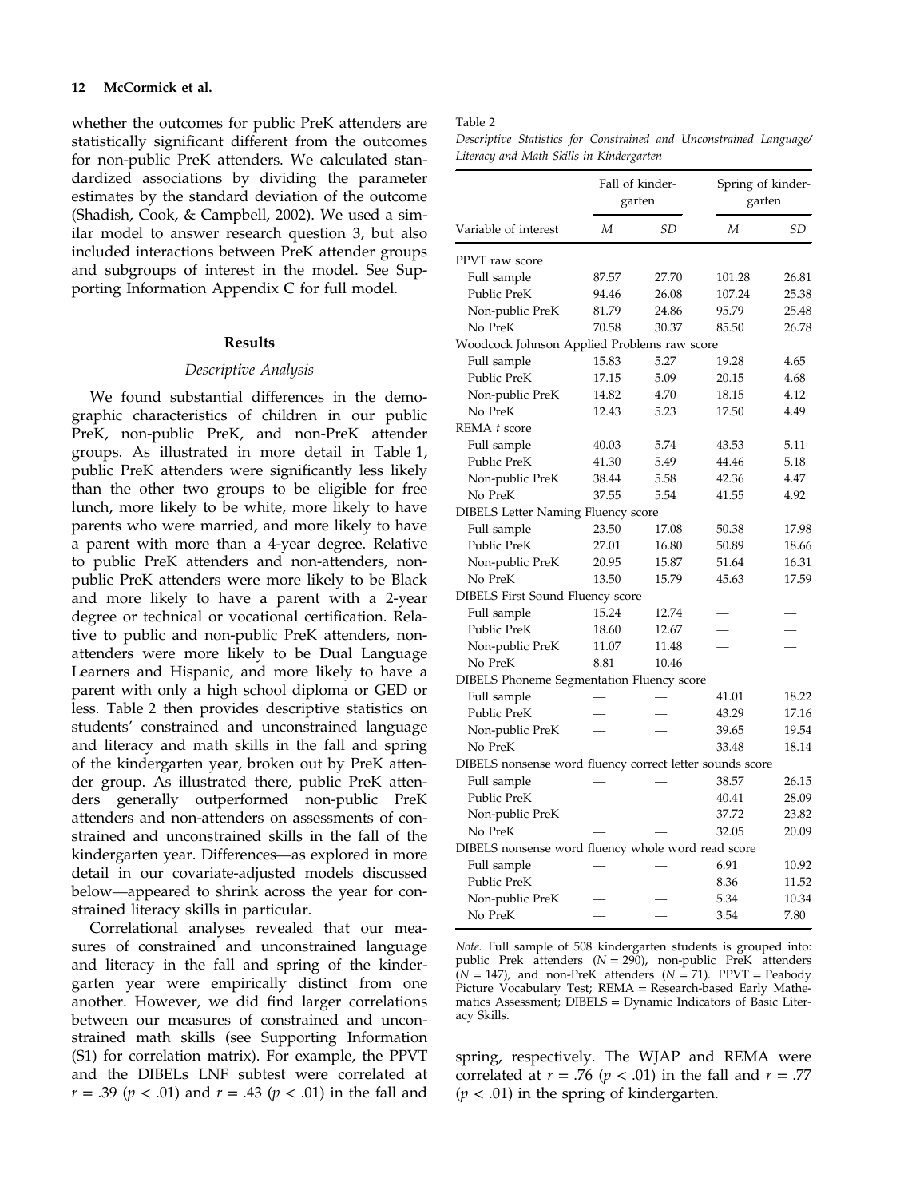whether the outcomes for public PreK attenders are statistically significant different from the outcomes for non-public PreK attenders. We calculated standardized associations by dividing the parameter estimates by the standard deviation of the outcome (Shadish, Cook, & Campbell, 2002). We used a similar model to answer research question 3, but also included interactions between PreK attender groups and subgroups of interest in the model. See Supporting Information Appendix C for full model.

## Results

### *Descriptive Analysis*

We found substantial differences in the demographic characteristics of children in our public PreK, non-public PreK, and non-PreK attender groups. As illustrated in more detail in Table 1, public PreK attenders were significantly less likely than the other two groups to be eligible for free lunch, more likely to be white, more likely to have parents who were married, and more likely to have a parent with more than a 4-year degree. Relative to public PreK attenders and non-attenders, non-public PreK attenders were more likely to be Black and more likely to have a parent with a 2-year degree or technical or vocational certification. Relative to public and non-public PreK attenders, non-attenders were more likely to be Dual Language Learners and Hispanic, and more likely to have a parent with only a high school diploma or GED or less. Table 2 then provides descriptive statistics on students' constrained and unconstrained language and literacy and math skills in the fall and spring of the kindergarten year, broken out by PreK attender group. As illustrated there, public PreK attenders generally outperformed non-public PreK attenders and non-attenders on assessments of constrained and unconstrained skills in the fall of the kindergarten year. Differences—as explored in more detail in our covariate-adjusted models discussed below—appeared to shrink across the year for constrained literacy skills in particular.

Correlational analyses revealed that our measures of constrained and unconstrained language and literacy in the fall and spring of the kindergarten year were empirically distinct from one another. However, we did find larger correlations between our measures of constrained and unconstrained math skills (see Supporting Information (S1) for correlation matrix). For example, the PPVT and the DIBELs LNF subtest were correlated at $r = .39$ ($p < .01$) and $r = .43$ ($p < .01$) in the fall and spring, respectively. The WJAP and REMA were correlated at $r = .76$ ($p < .01$) in the fall and $r = .77$ ($p < .01$) in the spring of kindergarten.

Table 2

*Descriptive Statistics for Constrained and Unconstrained Language/Literacy and Math Skills in Kindergarten*

| Variable of interest | Fall of kindergarten | | Spring of kindergarten | |
|---|---|---|---|---|
| | *M* | *SD* | *M* | *SD* |
| PPVT raw score | | | | |
| Full sample | 87.57 | 27.70 | 101.28 | 26.81 |
| Public PreK | 94.46 | 26.08 | 107.24 | 25.38 |
| Non-public PreK | 81.79 | 24.86 | 95.79 | 25.48 |
| No PreK | 70.58 | 30.37 | 85.50 | 26.78 |
| Woodcock Johnson Applied Problems raw score | | | | |
| Full sample | 15.83 | 5.27 | 19.28 | 4.65 |
| Public PreK | 17.15 | 5.09 | 20.15 | 4.68 |
| Non-public PreK | 14.82 | 4.70 | 18.15 | 4.12 |
| No PreK | 12.43 | 5.23 | 17.50 | 4.49 |
| REMA *t* score | | | | |
| Full sample | 40.03 | 5.74 | 43.53 | 5.11 |
| Public PreK | 41.30 | 5.49 | 44.46 | 5.18 |
| Non-public PreK | 38.44 | 5.58 | 42.36 | 4.47 |
| No PreK | 37.55 | 5.54 | 41.55 | 4.92 |
| DIBELS Letter Naming Fluency score | | | | |
| Full sample | 23.50 | 17.08 | 50.38 | 17.98 |
| Public PreK | 27.01 | 16.80 | 50.89 | 18.66 |
| Non-public PreK | 20.95 | 15.87 | 51.64 | 16.31 |
| No PreK | 13.50 | 15.79 | 45.63 | 17.59 |
| DIBELS First Sound Fluency score | | | | |
| Full sample | 15.24 | 12.74 | — | — |
| Public PreK | 18.60 | 12.67 | — | — |
| Non-public PreK | 11.07 | 11.48 | — | — |
| No PreK | 8.81 | 10.46 | — | — |
| DIBELS Phoneme Segmentation Fluency score | | | | |
| Full sample | — | — | 41.01 | 18.22 |
| Public PreK | — | — | 43.29 | 17.16 |
| Non-public PreK | — | — | 39.65 | 19.54 |
| No PreK | — | — | 33.48 | 18.14 |
| DIBELS nonsense word fluency correct letter sounds score | | | | |
| Full sample | — | — | 38.57 | 26.15 |
| Public PreK | — | — | 40.41 | 28.09 |
| Non-public PreK | — | — | 37.72 | 23.82 |
| No PreK | — | — | 32.05 | 20.09 |
| DIBELS nonsense word fluency whole word read score | | | | |
| Full sample | — | — | 6.91 | 10.92 |
| Public PreK | — | — | 8.36 | 11.52 |
| Non-public PreK | — | — | 5.34 | 10.34 |
| No PreK | — | — | 3.54 | 7.80 |

*Note.* Full sample of 508 kindergarten students is grouped into: public Prek attenders ($N = 290$), non-public PreK attenders ($N = 147$), and non-PreK attenders ($N = 71$). PPVT = Peabody Picture Vocabulary Test; REMA = Research-based Early Mathematics Assessment; DIBELS = Dynamic Indicators of Basic Literacy Skills.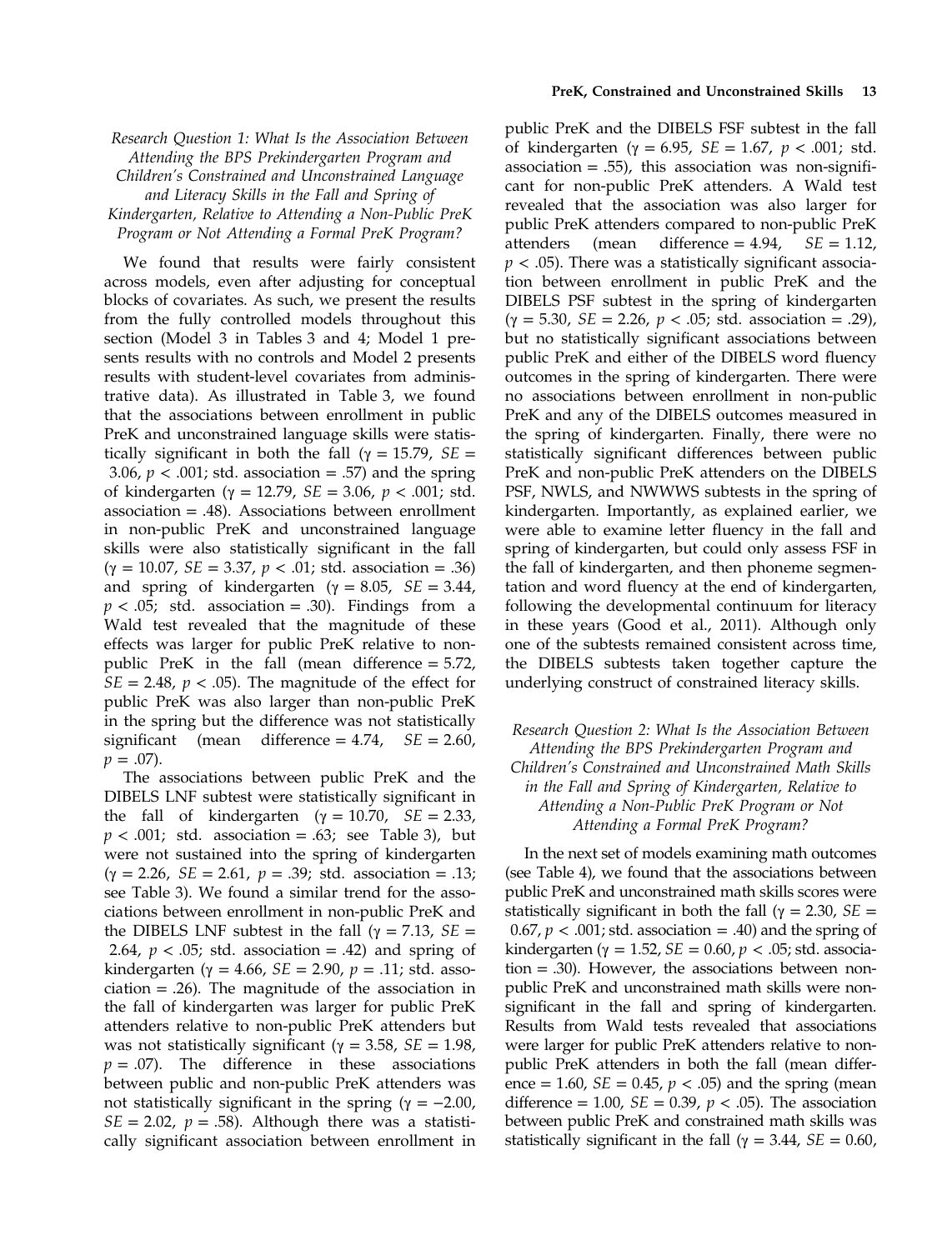### *Research Question 1: What Is the Association Between Attending the BPS Prekindergarten Program and Children's Constrained and Unconstrained Language and Literacy Skills in the Fall and Spring of Kindergarten, Relative to Attending a Non-Public PreK Program or Not Attending a Formal PreK Program?*

We found that results were fairly consistent across models, even after adjusting for conceptual blocks of covariates. As such, we present the results from the fully controlled models throughout this section (Model 3 in Tables 3 and 4; Model 1 presents results with no controls and Model 2 presents results with student-level covariates from administrative data). As illustrated in Table 3, we found that the associations between enrollment in public PreK and unconstrained language skills were statistically significant in both the fall ($\gamma = 15.79$, $SE = 3.06$, $p < .001$; std. association = .57) and the spring of kindergarten ($\gamma = 12.79$, $SE = 3.06$, $p < .001$; std. association = .48). Associations between enrollment in non-public PreK and unconstrained language skills were also statistically significant in the fall ($\gamma = 10.07$, $SE = 3.37$, $p < .01$; std. association = .36) and spring of kindergarten ($\gamma = 8.05$, $SE = 3.44$, $p < .05$; std. association = .30). Findings from a Wald test revealed that the magnitude of these effects was larger for public PreK relative to non-public PreK in the fall (mean difference = 5.72, $SE = 2.48$, $p < .05$). The magnitude of the effect for public PreK was also larger than non-public PreK in the spring but the difference was not statistically significant (mean difference = 4.74, $SE = 2.60$, $p = .07$).

The associations between public PreK and the DIBELS LNF subtest were statistically significant in the fall of kindergarten ($\gamma = 10.70$, $SE = 2.33$, $p < .001$; std. association = .63; see Table 3), but were not sustained into the spring of kindergarten ($\gamma = 2.26$, $SE = 2.61$, $p = .39$; std. association = .13; see Table 3). We found a similar trend for the associations between enrollment in non-public PreK and the DIBELS LNF subtest in the fall ($\gamma = 7.13$, $SE = 2.64$, $p < .05$; std. association = .42) and spring of kindergarten ($\gamma = 4.66$, $SE = 2.90$, $p = .11$; std. association = .26). The magnitude of the association in the fall of kindergarten was larger for public PreK attenders relative to non-public PreK attenders but was not statistically significant ($\gamma = 3.58$, $SE = 1.98$, $p = .07$). The difference in these associations between public and non-public PreK attenders was not statistically significant in the spring ($\gamma = -2.00$, $SE = 2.02$, $p = .58$). Although there was a statistically significant association between enrollment in public PreK and the DIBELS FSF subtest in the fall of kindergarten ($\gamma = 6.95$, $SE = 1.67$, $p < .001$; std. association = .55), this association was non-significant for non-public PreK attenders. A Wald test revealed that the association was also larger for public PreK attenders compared to non-public PreK attenders (mean difference = 4.94, $SE = 1.12$, $p < .05$). There was a statistically significant association between enrollment in public PreK and the DIBELS PSF subtest in the spring of kindergarten ($\gamma = 5.30$, $SE = 2.26$, $p < .05$; std. association = .29), but no statistically significant associations between public PreK and either of the DIBELS word fluency outcomes in the spring of kindergarten. There were no associations between enrollment in non-public PreK and any of the DIBELS outcomes measured in the spring of kindergarten. Finally, there were no statistically significant differences between public PreK and non-public PreK attenders on the DIBELS PSF, NWLS, and NWWWS subtests in the spring of kindergarten. Importantly, as explained earlier, we were able to examine letter fluency in the fall and spring of kindergarten, but could only assess FSF in the fall of kindergarten, and then phoneme segmentation and word fluency at the end of kindergarten, following the developmental continuum for literacy in these years (Good et al., 2011). Although only one of the subtests remained consistent across time, the DIBELS subtests taken together capture the underlying construct of constrained literacy skills.

### *Research Question 2: What Is the Association Between Attending the BPS Prekindergarten Program and Children's Constrained and Unconstrained Math Skills in the Fall and Spring of Kindergarten, Relative to Attending a Non-Public PreK Program or Not Attending a Formal PreK Program?*

In the next set of models examining math outcomes (see Table 4), we found that the associations between public PreK and unconstrained math skills scores were statistically significant in both the fall ($\gamma = 2.30$, $SE = 0.67$, $p < .001$; std. association = .40) and the spring of kindergarten ($\gamma = 1.52$, $SE = 0.60$, $p < .05$; std. association = .30). However, the associations between non-public PreK and unconstrained math skills were non-significant in the fall and spring of kindergarten. Results from Wald tests revealed that associations were larger for public PreK attenders relative to non-public PreK attenders in both the fall (mean difference = 1.60, $SE = 0.45$, $p < .05$) and the spring (mean difference = 1.00, $SE = 0.39$, $p < .05$). The association between public PreK and constrained math skills was statistically significant in the fall ($\gamma = 3.44$, $SE = 0.60$,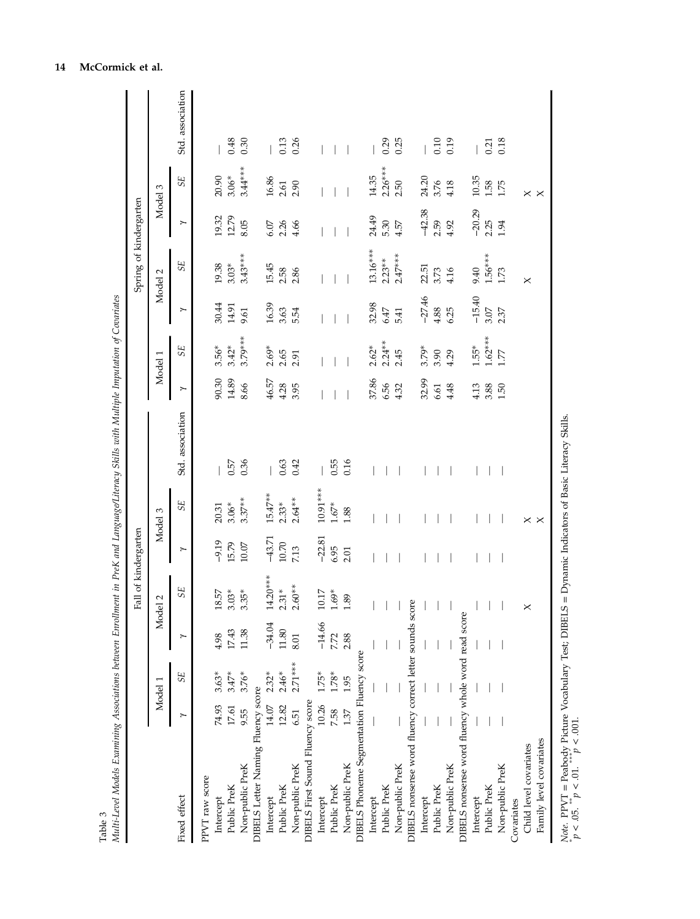Table 3

*Multi-Level Models Examining Associations between Enrollment in PreK and Language/Literacy Skills with Multiple Imputation of Covariates*

| | Fall of kindergarten | | | | | | | Spring of kindergarten | | | | | | |
|---|---|---|---|---|---|---|---|---|---|---|---|---|---|---|
| | Model 1 | | Model 2 | | Model 3 | | | Model 1 | | Model 2 | | Model 3 | | |
| Fixed effect | $\gamma$ | *SE* | $\gamma$ | *SE* | $\gamma$ | *SE* | Std. association | $\gamma$ | *SE* | $\gamma$ | *SE* | $\gamma$ | *SE* | Std. association |
| PPVT raw score | | | | | | | | | | | | | | |
| Intercept | 74.93 | 3.63* | 4.98 | 18.57 | −9.19 | 20.31 | — | 90.30 | 3.56* | 30.44 | 19.38 | 19.32 | 20.90 | — |
| Public PreK | 17.61 | 3.47* | 17.43 | 3.03* | 15.79 | 3.06* | 0.57 | 14.89 | 3.42* | 14.91 | 3.03* | 12.79 | 3.06* | 0.48 |
| Non-public PreK | 9.55 | 3.76* | 11.38 | 3.35* | 10.07 | 3.37** | 0.36 | 8.66 | 3.79*** | 9.61 | 3.43*** | 8.05 | 3.44*** | 0.30 |
| DIBELS Letter Naming Fluency score | | | | | | | | | | | | | | |
| Intercept | 14.07 | 2.32* | −34.04 | 14.20*** | −43.71 | 15.47** | — | 46.57 | 2.69* | 16.39 | 15.45 | 6.07 | 16.86 | — |
| Public PreK | 12.82 | 2.46* | 11.80 | 2.31* | 10.70 | 2.33* | 0.63 | 4.28 | 2.65 | 3.63 | 2.58 | 2.26 | 2.61 | 0.13 |
| Non-public PreK | 6.51 | 2.71*** | 8.01 | 2.60** | 7.13 | 2.64** | 0.42 | 3.95 | 2.91 | 5.54 | 2.86 | 4.66 | 2.90 | 0.26 |
| DIBELS First Sound Fluency score | | | | | | | | | | | | | | |
| Intercept | 10.26 | 1.75* | −14.66 | 10.17 | −22.81 | 10.91*** | — | — | — | — | — | — | — | — |
| Public PreK | 7.58 | 1.78* | 7.72 | 1.69* | 6.95 | 1.67* | 0.55 | — | — | — | — | — | — | — |
| Non-public PreK | 1.37 | 1.95 | 2.88 | 1.89 | 2.01 | 1.88 | 0.16 | — | — | — | — | — | — | — |
| DIBELS Phoneme Segmentation Fluency score | | | | | | | | | | | | | | |
| Intercept | — | — | — | — | — | — | — | 37.86 | 2.62* | 32.98 | 13.16*** | 24.49 | 14.35 | — |
| Public PreK | — | — | — | — | — | — | — | 6.56 | 2.24** | 6.47 | 2.23** | 5.30 | 2.26*** | 0.29 |
| Non-public PreK | — | — | — | — | — | — | — | 4.32 | 2.45 | 5.41 | 2.47*** | 4.57 | 2.50 | 0.25 |
| DIBELS nonsense word fluency correct letter sounds score | | | | | | | | | | | | | | |
| Intercept | — | — | — | — | — | — | — | 32.99 | 3.79* | −27.46 | 22.51 | −42.38 | 24.20 | — |
| Public PreK | — | — | — | — | — | — | — | 6.61 | 3.90 | 4.88 | 3.73 | 2.59 | 3.76 | 0.10 |
| Non-public PreK | — | — | — | — | — | — | — | 4.48 | 4.29 | 6.25 | 4.16 | 4.92 | 4.18 | 0.19 |
| DIBELS nonsense word fluency whole word read score | | | | | | | | | | | | | | |
| Intercept | — | — | — | — | — | — | — | 4.13 | 1.55* | −15.40 | 9.40 | −20.29 | 10.35 | — |
| Public PreK | — | — | — | — | — | — | — | 3.88 | 1.62*** | 3.07 | 1.56*** | 2.25 | 1.58 | 0.21 |
| Non-public PreK | — | — | — | — | — | — | — | 1.50 | 1.77 | 2.37 | 1.73 | 1.94 | 1.75 | 0.18 |
| Covariates | | | | | | | | | | | | | | |
| Child level covariates | | | | × | | × | | | | | × | | × | |
| Family level covariates | | | | | | × | | | | | | | × | |

*Note.* PPVT = Peabody Picture Vocabulary Test; DIBELS = Dynamic Indicators of Basic Literacy Skills.
\* $p < .05$. \*\* $p < .01$. \*\*\* $p < .001$.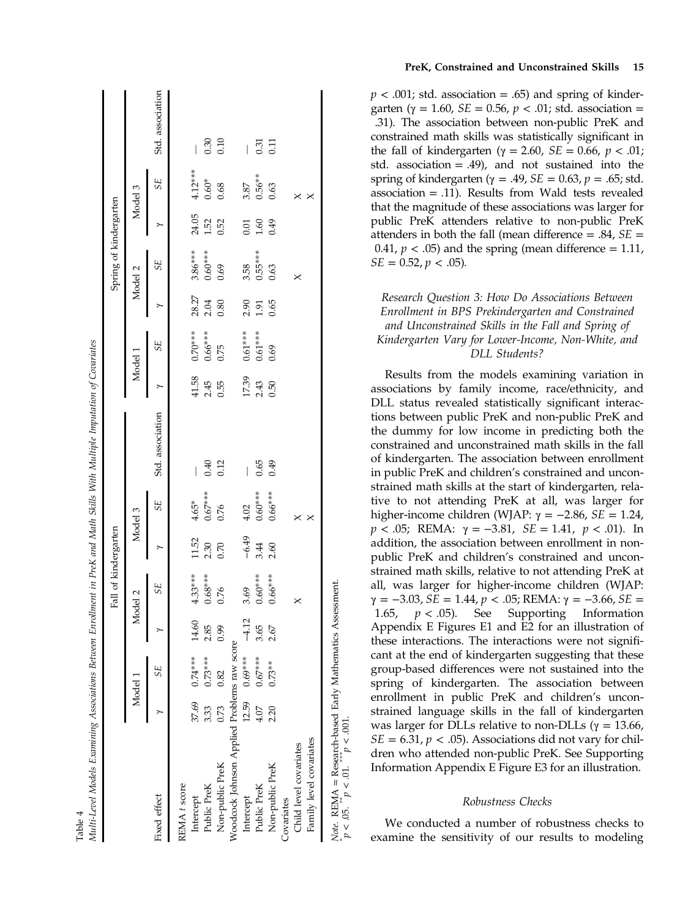Table 4

*Multi-Level Models Examining Associations Between Enrollment in PreK and Math Skills With Multiple Imputation of Covariates*

| | Fall of kindergarten | | | | | | | Spring of kindergarten | | | | | | |
|---|---|---|---|---|---|---|---|---|---|---|---|---|---|---|
| | Model 1 | | Model 2 | | Model 3 | | | Model 1 | | Model 2 | | Model 3 | | |
| Fixed effect | γ | *SE* | γ | *SE* | γ | *SE* | Std. association | γ | *SE* | γ | *SE* | γ | *SE* | Std. association |
| REMA *t* score | | | | | | | | | | | | | | |
| Intercept | 37.69 | 0.74*** | 14.60 | 4.33*** | 11.52 | 4.65* | — | 41.58 | 0.70*** | 28.27 | 3.86*** | 24.05 | 4.12*** | — |
| Public PreK | 3.33 | 0.73*** | 2.85 | 0.68*** | 2.30 | 0.67*** | 0.40 | 2.45 | 0.66*** | 2.04 | 0.60*** | 1.52 | 0.60* | 0.30 |
| Non-public PreK | 0.73 | 0.82 | 0.99 | 0.76 | 0.70 | 0.76 | 0.12 | 0.55 | 0.75 | 0.80 | 0.69 | 0.52 | 0.68 | 0.10 |
| Woodcock Johnson Applied Problems raw score | | | | | | | | | | | | | | |
| Intercept | 12.59 | 0.69*** | −4.12 | 3.69 | −6.49 | 4.02 | — | 17.39 | 0.61*** | 2.90 | 3.58 | 0.01 | 3.87 | — |
| Public PreK | 4.07 | 0.67*** | 3.65 | 0.60*** | 3.44 | 0.60*** | 0.65 | 2.43 | 0.61*** | 1.91 | 0.55*** | 1.60 | 0.56** | 0.31 |
| Non-public PreK | 2.20 | 0.73** | 2.67 | 0.66*** | 2.60 | 0.66*** | 0.49 | 0.50 | 0.69 | 0.65 | 0.63 | 0.49 | 0.63 | 0.11 |
| Covariates | | | | | | | | | | | | | | |
| Child level covariates | | | X | | X | | | | | X | | X | | |
| Family level covariates | | | | | X | | | | | | | X | | |

*Note.* REMA = Research-based Early Mathematics Assessment.
\*$p < .05$. \*\*$p < .01$. \*\*\*$p < .001$.

$p < .001$; std. association = .65) and spring of kindergarten (γ = 1.60, $SE$ = 0.56, $p < .01$; std. association = .31). The association between non-public PreK and constrained math skills was statistically significant in the fall of kindergarten (γ = 2.60, $SE$ = 0.66, $p < .01$; std. association = .49), and not sustained into the spring of kindergarten (γ = .49, $SE$ = 0.63, $p$ = .65; std. association = .11). Results from Wald tests revealed that the magnitude of these associations was larger for public PreK attenders relative to non-public PreK attenders in both the fall (mean difference = .84, $SE$ = 0.41, $p < .05$) and the spring (mean difference = 1.11, $SE$ = 0.52, $p < .05$).

### *Research Question 3: How Do Associations Between Enrollment in BPS Prekindergarten and Constrained and Unconstrained Skills in the Fall and Spring of Kindergarten Vary for Lower-Income, Non-White, and DLL Students?*

Results from the models examining variation in associations by family income, race/ethnicity, and DLL status revealed statistically significant interactions between public PreK and non-public PreK and the dummy for low income in predicting both the constrained and unconstrained math skills in the fall of kindergarten. The association between enrollment in public PreK and children's constrained and unconstrained math skills at the start of kindergarten, relative to not attending PreK at all, was larger for higher-income children (WJAP: γ = −2.86, $SE$ = 1.24, $p < .05$; REMA: γ = −3.81, $SE$ = 1.41, $p < .01$). In addition, the association between enrollment in non-public PreK and children's constrained and unconstrained math skills, relative to not attending PreK at all, was larger for higher-income children (WJAP: γ = −3.03, $SE$ = 1.44, $p < .05$; REMA: γ = −3.66, $SE$ = 1.65, $p < .05$). See Supporting Information Appendix E Figures E1 and E2 for an illustration of these interactions. The interactions were not significant at the end of kindergarten suggesting that these group-based differences were not sustained into the spring of kindergarten. The association between enrollment in public PreK and children's unconstrained language skills in the fall of kindergarten was larger for DLLs relative to non-DLLs (γ = 13.66, $SE$ = 6.31, $p < .05$). Associations did not vary for children who attended non-public PreK. See Supporting Information Appendix E Figure E3 for an illustration.

### *Robustness Checks*

We conducted a number of robustness checks to examine the sensitivity of our results to modeling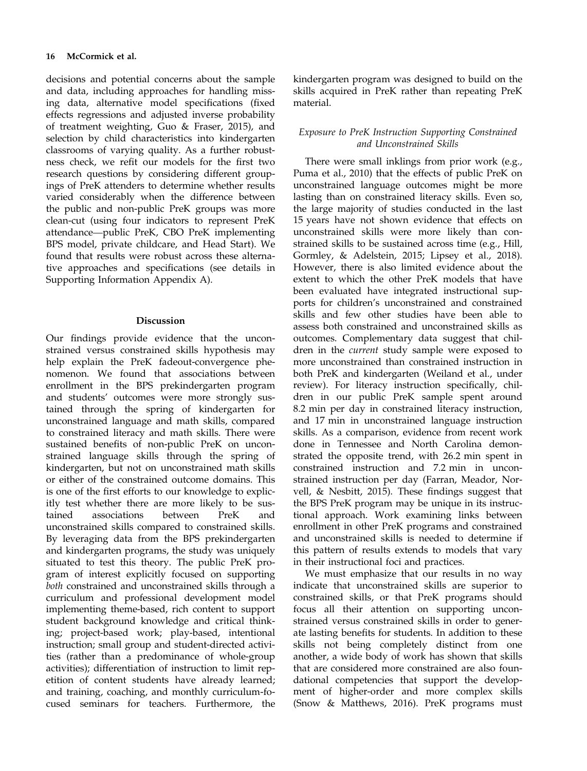decisions and potential concerns about the sample and data, including approaches for handling missing data, alternative model specifications (fixed effects regressions and adjusted inverse probability of treatment weighting, Guo & Fraser, 2015), and selection by child characteristics into kindergarten classrooms of varying quality. As a further robustness check, we refit our models for the first two research questions by considering different groupings of PreK attenders to determine whether results varied considerably when the difference between the public and non-public PreK groups was more clean-cut (using four indicators to represent PreK attendance—public PreK, CBO PreK implementing BPS model, private childcare, and Head Start). We found that results were robust across these alternative approaches and specifications (see details in Supporting Information Appendix A).

## Discussion

Our findings provide evidence that the unconstrained versus constrained skills hypothesis may help explain the PreK fadeout-convergence phenomenon. We found that associations between enrollment in the BPS prekindergarten program and students' outcomes were more strongly sustained through the spring of kindergarten for unconstrained language and math skills, compared to constrained literacy and math skills. There were sustained benefits of non-public PreK on unconstrained language skills through the spring of kindergarten, but not on unconstrained math skills or either of the constrained outcome domains. This is one of the first efforts to our knowledge to explicitly test whether there are more likely to be sustained associations between PreK and unconstrained skills compared to constrained skills. By leveraging data from the BPS prekindergarten and kindergarten programs, the study was uniquely situated to test this theory. The public PreK program of interest explicitly focused on supporting *both* constrained and unconstrained skills through a curriculum and professional development model implementing theme-based, rich content to support student background knowledge and critical thinking; project-based work; play-based, intentional instruction; small group and student-directed activities (rather than a predominance of whole-group activities); differentiation of instruction to limit repetition of content students have already learned; and training, coaching, and monthly curriculum-focused seminars for teachers. Furthermore, the kindergarten program was designed to build on the skills acquired in PreK rather than repeating PreK material.

### *Exposure to PreK Instruction Supporting Constrained and Unconstrained Skills*

There were small inklings from prior work (e.g., Puma et al., 2010) that the effects of public PreK on unconstrained language outcomes might be more lasting than on constrained literacy skills. Even so, the large majority of studies conducted in the last 15 years have not shown evidence that effects on unconstrained skills were more likely than constrained skills to be sustained across time (e.g., Hill, Gormley, & Adelstein, 2015; Lipsey et al., 2018). However, there is also limited evidence about the extent to which the other PreK models that have been evaluated have integrated instructional supports for children's unconstrained and constrained skills and few other studies have been able to assess both constrained and unconstrained skills as outcomes. Complementary data suggest that children in the *current* study sample were exposed to more unconstrained than constrained instruction in both PreK and kindergarten (Weiland et al., under review). For literacy instruction specifically, children in our public PreK sample spent around 8.2 min per day in constrained literacy instruction, and 17 min in unconstrained language instruction skills. As a comparison, evidence from recent work done in Tennessee and North Carolina demonstrated the opposite trend, with 26.2 min spent in constrained instruction and 7.2 min in unconstrained instruction per day (Farran, Meador, Norvell, & Nesbitt, 2015). These findings suggest that the BPS PreK program may be unique in its instructional approach. Work examining links between enrollment in other PreK programs and constrained and unconstrained skills is needed to determine if this pattern of results extends to models that vary in their instructional foci and practices.

We must emphasize that our results in no way indicate that unconstrained skills are superior to constrained skills, or that PreK programs should focus all their attention on supporting unconstrained versus constrained skills in order to generate lasting benefits for students. In addition to these skills not being completely distinct from one another, a wide body of work has shown that skills that are considered more constrained are also foundational competencies that support the development of higher-order and more complex skills (Snow & Matthews, 2016). PreK programs must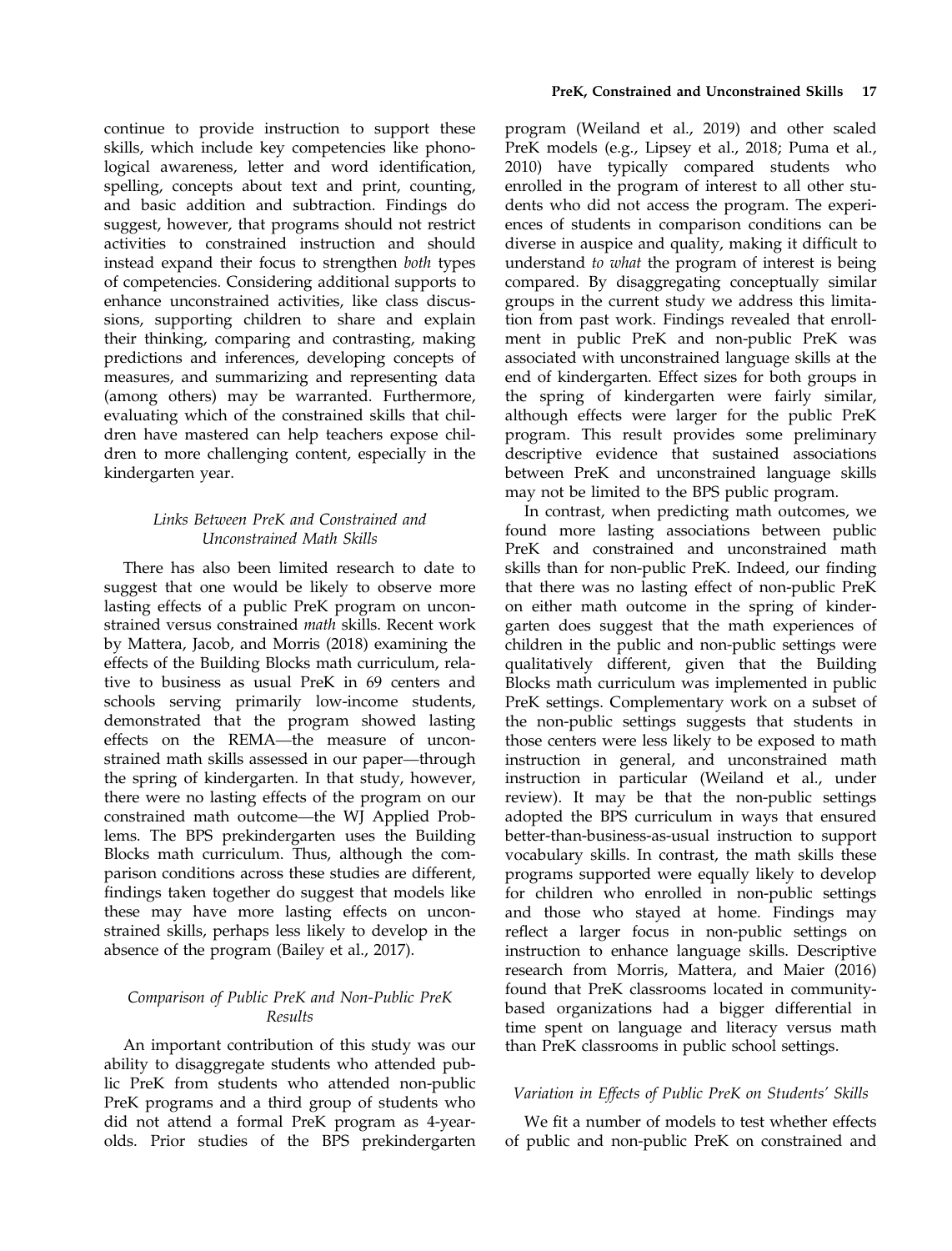continue to provide instruction to support these skills, which include key competencies like phonological awareness, letter and word identification, spelling, concepts about text and print, counting, and basic addition and subtraction. Findings do suggest, however, that programs should not restrict activities to constrained instruction and should instead expand their focus to strengthen *both* types of competencies. Considering additional supports to enhance unconstrained activities, like class discussions, supporting children to share and explain their thinking, comparing and contrasting, making predictions and inferences, developing concepts of measures, and summarizing and representing data (among others) may be warranted. Furthermore, evaluating which of the constrained skills that children have mastered can help teachers expose children to more challenging content, especially in the kindergarten year.

### *Links Between PreK and Constrained and Unconstrained Math Skills*

There has also been limited research to date to suggest that one would be likely to observe more lasting effects of a public PreK program on unconstrained versus constrained *math* skills. Recent work by Mattera, Jacob, and Morris (2018) examining the effects of the Building Blocks math curriculum, relative to business as usual PreK in 69 centers and schools serving primarily low-income students, demonstrated that the program showed lasting effects on the REMA—the measure of unconstrained math skills assessed in our paper—through the spring of kindergarten. In that study, however, there were no lasting effects of the program on our constrained math outcome—the WJ Applied Problems. The BPS prekindergarten uses the Building Blocks math curriculum. Thus, although the comparison conditions across these studies are different, findings taken together do suggest that models like these may have more lasting effects on unconstrained skills, perhaps less likely to develop in the absence of the program (Bailey et al., 2017).

### *Comparison of Public PreK and Non-Public PreK Results*

An important contribution of this study was our ability to disaggregate students who attended public PreK from students who attended non-public PreK programs and a third group of students who did not attend a formal PreK program as 4-year-olds. Prior studies of the BPS prekindergarten program (Weiland et al., 2019) and other scaled PreK models (e.g., Lipsey et al., 2018; Puma et al., 2010) have typically compared students who enrolled in the program of interest to all other students who did not access the program. The experiences of students in comparison conditions can be diverse in auspice and quality, making it difficult to understand *to what* the program of interest is being compared. By disaggregating conceptually similar groups in the current study we address this limitation from past work. Findings revealed that enrollment in public PreK and non-public PreK was associated with unconstrained language skills at the end of kindergarten. Effect sizes for both groups in the spring of kindergarten were fairly similar, although effects were larger for the public PreK program. This result provides some preliminary descriptive evidence that sustained associations between PreK and unconstrained language skills may not be limited to the BPS public program.

In contrast, when predicting math outcomes, we found more lasting associations between public PreK and constrained and unconstrained math skills than for non-public PreK. Indeed, our finding that there was no lasting effect of non-public PreK on either math outcome in the spring of kindergarten does suggest that the math experiences of children in the public and non-public settings were qualitatively different, given that the Building Blocks math curriculum was implemented in public PreK settings. Complementary work on a subset of the non-public settings suggests that students in those centers were less likely to be exposed to math instruction in general, and unconstrained math instruction in particular (Weiland et al., under review). It may be that the non-public settings adopted the BPS curriculum in ways that ensured better-than-business-as-usual instruction to support vocabulary skills. In contrast, the math skills these programs supported were equally likely to develop for children who enrolled in non-public settings and those who stayed at home. Findings may reflect a larger focus in non-public settings on instruction to enhance language skills. Descriptive research from Morris, Mattera, and Maier (2016) found that PreK classrooms located in community-based organizations had a bigger differential in time spent on language and literacy versus math than PreK classrooms in public school settings.

### *Variation in Effects of Public PreK on Students' Skills*

We fit a number of models to test whether effects of public and non-public PreK on constrained and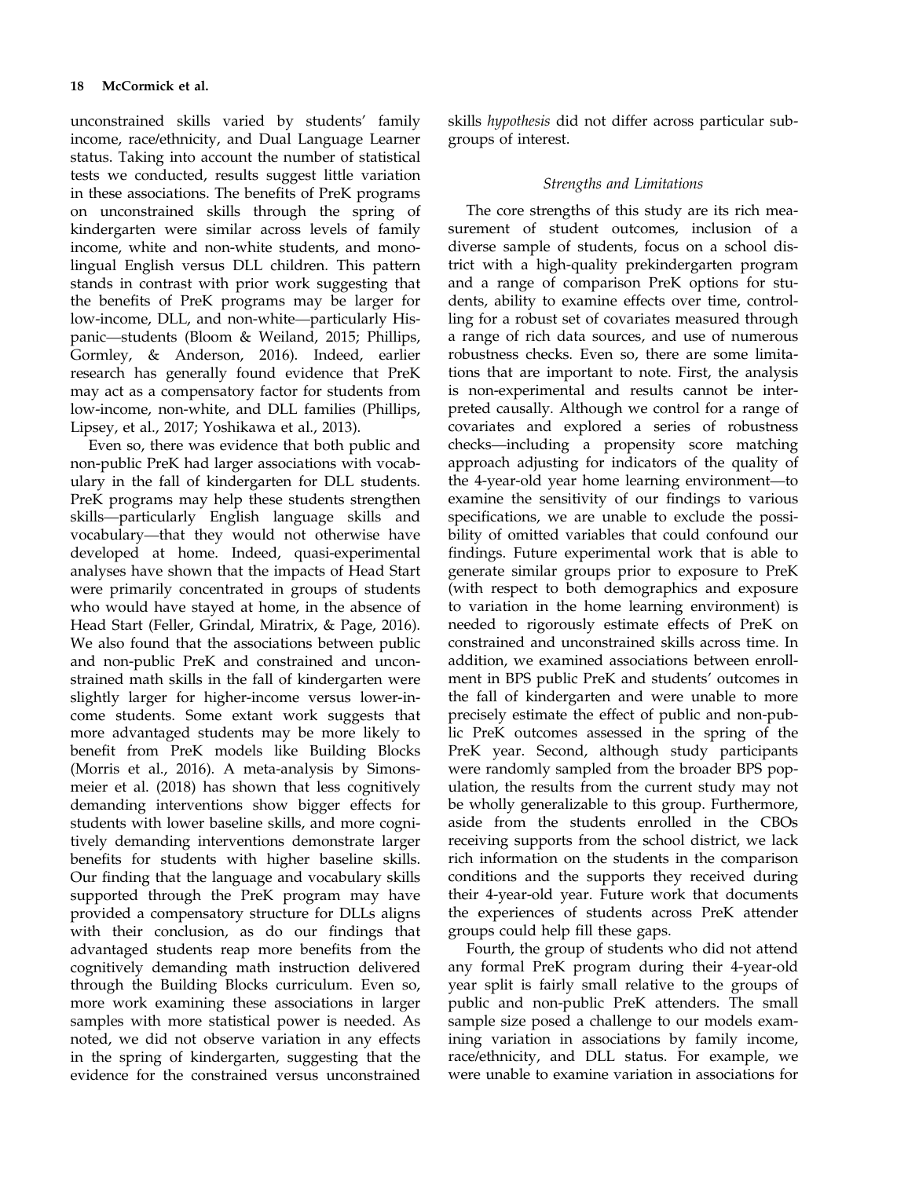unconstrained skills varied by students' family income, race/ethnicity, and Dual Language Learner status. Taking into account the number of statistical tests we conducted, results suggest little variation in these associations. The benefits of PreK programs on unconstrained skills through the spring of kindergarten were similar across levels of family income, white and non-white students, and monolingual English versus DLL children. This pattern stands in contrast with prior work suggesting that the benefits of PreK programs may be larger for low-income, DLL, and non-white—particularly Hispanic—students (Bloom & Weiland, 2015; Phillips, Gormley, & Anderson, 2016). Indeed, earlier research has generally found evidence that PreK may act as a compensatory factor for students from low-income, non-white, and DLL families (Phillips, Lipsey, et al., 2017; Yoshikawa et al., 2013).

Even so, there was evidence that both public and non-public PreK had larger associations with vocabulary in the fall of kindergarten for DLL students. PreK programs may help these students strengthen skills—particularly English language skills and vocabulary—that they would not otherwise have developed at home. Indeed, quasi-experimental analyses have shown that the impacts of Head Start were primarily concentrated in groups of students who would have stayed at home, in the absence of Head Start (Feller, Grindal, Miratrix, & Page, 2016). We also found that the associations between public and non-public PreK and constrained and unconstrained math skills in the fall of kindergarten were slightly larger for higher-income versus lower-income students. Some extant work suggests that more advantaged students may be more likely to benefit from PreK models like Building Blocks (Morris et al., 2016). A meta-analysis by Simonsmeier et al. (2018) has shown that less cognitively demanding interventions show bigger effects for students with lower baseline skills, and more cognitively demanding interventions demonstrate larger benefits for students with higher baseline skills. Our finding that the language and vocabulary skills supported through the PreK program may have provided a compensatory structure for DLLs aligns with their conclusion, as do our findings that advantaged students reap more benefits from the cognitively demanding math instruction delivered through the Building Blocks curriculum. Even so, more work examining these associations in larger samples with more statistical power is needed. As noted, we did not observe variation in any effects in the spring of kindergarten, suggesting that the evidence for the constrained versus unconstrained skills *hypothesis* did not differ across particular subgroups of interest.

### *Strengths and Limitations*

The core strengths of this study are its rich measurement of student outcomes, inclusion of a diverse sample of students, focus on a school district with a high-quality prekindergarten program and a range of comparison PreK options for students, ability to examine effects over time, controlling for a robust set of covariates measured through a range of rich data sources, and use of numerous robustness checks. Even so, there are some limitations that are important to note. First, the analysis is non-experimental and results cannot be interpreted causally. Although we control for a range of covariates and explored a series of robustness checks—including a propensity score matching approach adjusting for indicators of the quality of the 4-year-old year home learning environment—to examine the sensitivity of our findings to various specifications, we are unable to exclude the possibility of omitted variables that could confound our findings. Future experimental work that is able to generate similar groups prior to exposure to PreK (with respect to both demographics and exposure to variation in the home learning environment) is needed to rigorously estimate effects of PreK on constrained and unconstrained skills across time. In addition, we examined associations between enrollment in BPS public PreK and students' outcomes in the fall of kindergarten and were unable to more precisely estimate the effect of public and non-public PreK outcomes assessed in the spring of the PreK year. Second, although study participants were randomly sampled from the broader BPS population, the results from the current study may not be wholly generalizable to this group. Furthermore, aside from the students enrolled in the CBOs receiving supports from the school district, we lack rich information on the students in the comparison conditions and the supports they received during their 4-year-old year. Future work that documents the experiences of students across PreK attender groups could help fill these gaps.

Fourth, the group of students who did not attend any formal PreK program during their 4-year-old year split is fairly small relative to the groups of public and non-public PreK attenders. The small sample size posed a challenge to our models examining variation in associations by family income, race/ethnicity, and DLL status. For example, we were unable to examine variation in associations for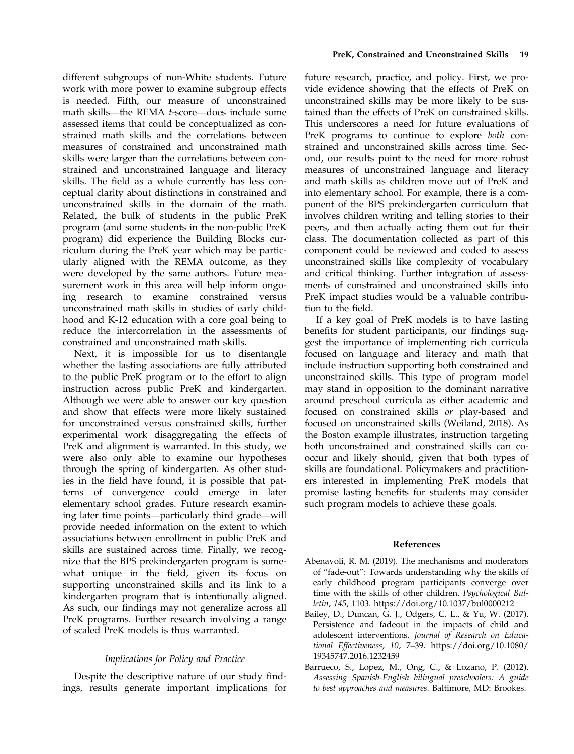different subgroups of non-White students. Future work with more power to examine subgroup effects is needed. Fifth, our measure of unconstrained math skills—the REMA *t*-score—does include some assessed items that could be conceptualized as constrained math skills and the correlations between measures of constrained and unconstrained math skills were larger than the correlations between constrained and unconstrained language and literacy skills. The field as a whole currently has less conceptual clarity about distinctions in constrained and unconstrained skills in the domain of the math. Related, the bulk of students in the public PreK program (and some students in the non-public PreK program) did experience the Building Blocks curriculum during the PreK year which may be particularly aligned with the REMA outcome, as they were developed by the same authors. Future measurement work in this area will help inform ongoing research to examine constrained versus unconstrained math skills in studies of early childhood and K-12 education with a core goal being to reduce the intercorrelation in the assessments of constrained and unconstrained math skills.

Next, it is impossible for us to disentangle whether the lasting associations are fully attributed to the public PreK program or to the effort to align instruction across public PreK and kindergarten. Although we were able to answer our key question and show that effects were more likely sustained for unconstrained versus constrained skills, further experimental work disaggregating the effects of PreK and alignment is warranted. In this study, we were also only able to examine our hypotheses through the spring of kindergarten. As other studies in the field have found, it is possible that patterns of convergence could emerge in later elementary school grades. Future research examining later time points—particularly third grade—will provide needed information on the extent to which associations between enrollment in public PreK and skills are sustained across time. Finally, we recognize that the BPS prekindergarten program is somewhat unique in the field, given its focus on supporting unconstrained skills and its link to a kindergarten program that is intentionally aligned. As such, our findings may not generalize across all PreK programs. Further research involving a range of scaled PreK models is thus warranted.

### *Implications for Policy and Practice*

Despite the descriptive nature of our study findings, results generate important implications for future research, practice, and policy. First, we provide evidence showing that the effects of PreK on unconstrained skills may be more likely to be sustained than the effects of PreK on constrained skills. This underscores a need for future evaluations of PreK programs to continue to explore *both* constrained and unconstrained skills across time. Second, our results point to the need for more robust measures of unconstrained language and literacy and math skills as children move out of PreK and into elementary school. For example, there is a component of the BPS prekindergarten curriculum that involves children writing and telling stories to their peers, and then actually acting them out for their class. The documentation collected as part of this component could be reviewed and coded to assess unconstrained skills like complexity of vocabulary and critical thinking. Further integration of assessments of constrained and unconstrained skills into PreK impact studies would be a valuable contribution to the field.

If a key goal of PreK models is to have lasting benefits for student participants, our findings suggest the importance of implementing rich curricula focused on language and literacy and math that include instruction supporting both constrained and unconstrained skills. This type of program model may stand in opposition to the dominant narrative around preschool curricula as either academic and focused on constrained skills *or* play-based and focused on unconstrained skills (Weiland, 2018). As the Boston example illustrates, instruction targeting both unconstrained and constrained skills can co-occur and likely should, given that both types of skills are foundational. Policymakers and practitioners interested in implementing PreK models that promise lasting benefits for students may consider such program models to achieve these goals.

## References

Abenavoli, R. M. (2019). The mechanisms and moderators of "fade-out": Towards understanding why the skills of early childhood program participants converge over time with the skills of other children. *Psychological Bulletin*, *145*, 1103. https://doi.org/10.1037/bul0000212

Bailey, D., Duncan, G. J., Odgers, C. L., & Yu, W. (2017). Persistence and fadeout in the impacts of child and adolescent interventions. *Journal of Research on Educational Effectiveness*, *10*, 7–39. https://doi.org/10.1080/19345747.2016.1232459

Barrueco, S., Lopez, M., Ong, C., & Lozano, P. (2012). *Assessing Spanish-English bilingual preschoolers: A guide to best approaches and measures*. Baltimore, MD: Brookes.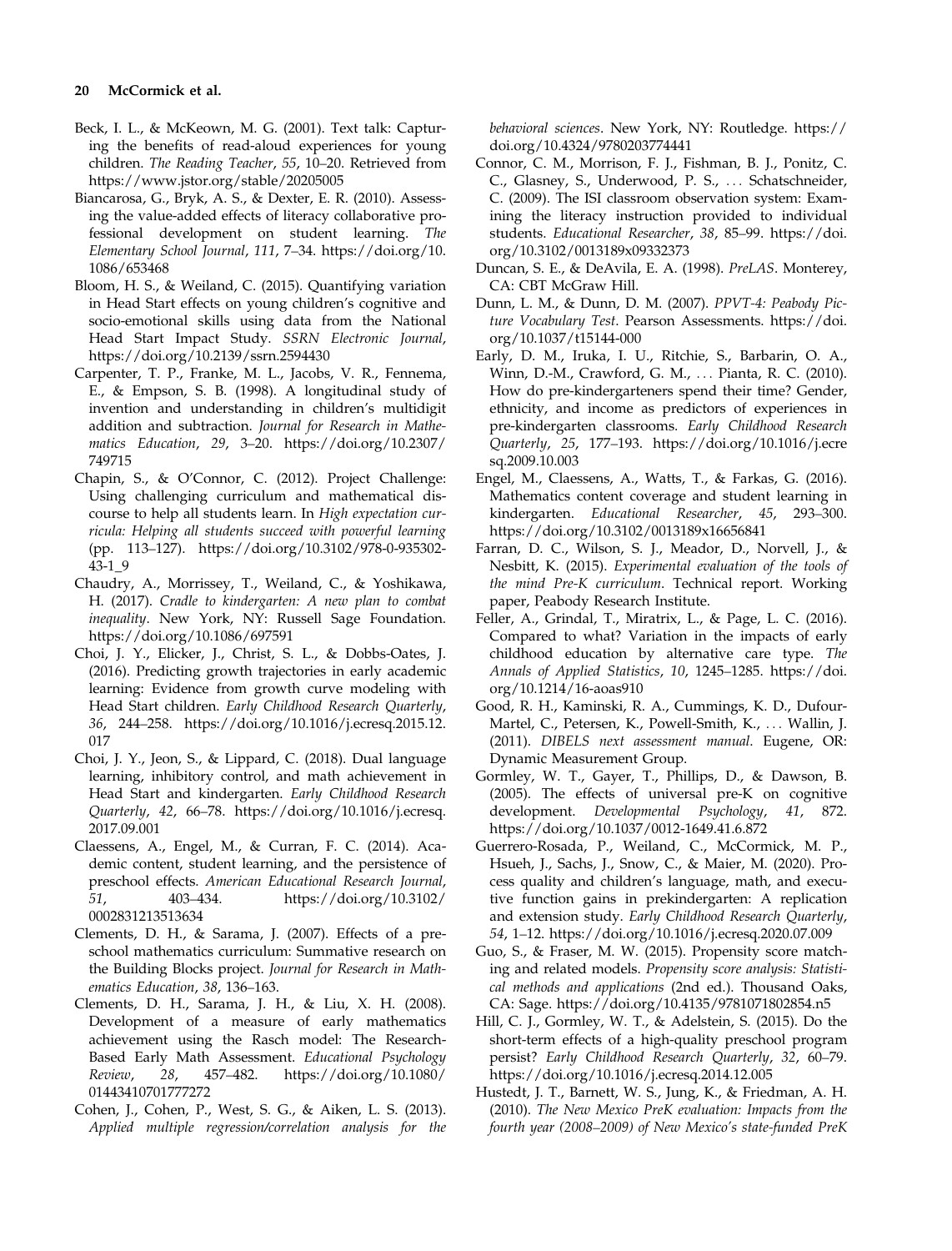Beck, I. L., & McKeown, M. G. (2001). Text talk: Capturing the benefits of read-aloud experiences for young children. *The Reading Teacher*, *55*, 10–20. Retrieved from https://www.jstor.org/stable/20205005

Biancarosa, G., Bryk, A. S., & Dexter, E. R. (2010). Assessing the value-added effects of literacy collaborative professional development on student learning. *The Elementary School Journal*, *111*, 7–34. https://doi.org/10.1086/653468

Bloom, H. S., & Weiland, C. (2015). Quantifying variation in Head Start effects on young children's cognitive and socio-emotional skills using data from the National Head Start Impact Study. *SSRN Electronic Journal*, https://doi.org/10.2139/ssrn.2594430

Carpenter, T. P., Franke, M. L., Jacobs, V. R., Fennema, E., & Empson, S. B. (1998). A longitudinal study of invention and understanding in children's multidigit addition and subtraction. *Journal for Research in Mathematics Education*, *29*, 3–20. https://doi.org/10.2307/749715

Chapin, S., & O'Connor, C. (2012). Project Challenge: Using challenging curriculum and mathematical discourse to help all students learn. In *High expectation curricula: Helping all students succeed with powerful learning* (pp. 113–127). https://doi.org/10.3102/978-0-935302-43-1_9

Chaudry, A., Morrissey, T., Weiland, C., & Yoshikawa, H. (2017). *Cradle to kindergarten: A new plan to combat inequality*. New York, NY: Russell Sage Foundation. https://doi.org/10.1086/697591

Choi, J. Y., Elicker, J., Christ, S. L., & Dobbs-Oates, J. (2016). Predicting growth trajectories in early academic learning: Evidence from growth curve modeling with Head Start children. *Early Childhood Research Quarterly*, *36*, 244–258. https://doi.org/10.1016/j.ecresq.2015.12.017

Choi, J. Y., Jeon, S., & Lippard, C. (2018). Dual language learning, inhibitory control, and math achievement in Head Start and kindergarten. *Early Childhood Research Quarterly*, *42*, 66–78. https://doi.org/10.1016/j.ecresq.2017.09.001

Claessens, A., Engel, M., & Curran, F. C. (2014). Academic content, student learning, and the persistence of preschool effects. *American Educational Research Journal*, *51*, 403–434. https://doi.org/10.3102/0002831213513634

Clements, D. H., & Sarama, J. (2007). Effects of a preschool mathematics curriculum: Summative research on the Building Blocks project. *Journal for Research in Mathematics Education*, *38*, 136–163.

Clements, D. H., Sarama, J. H., & Liu, X. H. (2008). Development of a measure of early mathematics achievement using the Rasch model: The Research-Based Early Math Assessment. *Educational Psychology Review*, *28*, 457–482. https://doi.org/10.1080/01443410701777272

Cohen, J., Cohen, P., West, S. G., & Aiken, L. S. (2013). *Applied multiple regression/correlation analysis for the behavioral sciences*. New York, NY: Routledge. https://doi.org/10.4324/9780203774441

Connor, C. M., Morrison, F. J., Fishman, B. J., Ponitz, C. C., Glasney, S., Underwood, P. S., … Schatschneider, C. (2009). The ISI classroom observation system: Examining the literacy instruction provided to individual students. *Educational Researcher*, *38*, 85–99. https://doi.org/10.3102/0013189x09332373

Duncan, S. E., & DeAvila, E. A. (1998). *PreLAS*. Monterey, CA: CBT McGraw Hill.

Dunn, L. M., & Dunn, D. M. (2007). *PPVT-4: Peabody Picture Vocabulary Test*. Pearson Assessments. https://doi.org/10.1037/t15144-000

Early, D. M., Iruka, I. U., Ritchie, S., Barbarin, O. A., Winn, D.-M., Crawford, G. M., … Pianta, R. C. (2010). How do pre-kindergarteners spend their time? Gender, ethnicity, and income as predictors of experiences in pre-kindergarten classrooms. *Early Childhood Research Quarterly*, *25*, 177–193. https://doi.org/10.1016/j.ecresq.2009.10.003

Engel, M., Claessens, A., Watts, T., & Farkas, G. (2016). Mathematics content coverage and student learning in kindergarten. *Educational Researcher*, *45*, 293–300. https://doi.org/10.3102/0013189x16656841

Farran, D. C., Wilson, S. J., Meador, D., Norvell, J., & Nesbitt, K. (2015). *Experimental evaluation of the tools of the mind Pre-K curriculum*. Technical report. Working paper, Peabody Research Institute.

Feller, A., Grindal, T., Miratrix, L., & Page, L. C. (2016). Compared to what? Variation in the impacts of early childhood education by alternative care type. *The Annals of Applied Statistics*, *10*, 1245–1285. https://doi.org/10.1214/16-aoas910

Good, R. H., Kaminski, R. A., Cummings, K. D., Dufour-Martel, C., Petersen, K., Powell-Smith, K., … Wallin, J. (2011). *DIBELS next assessment manual*. Eugene, OR: Dynamic Measurement Group.

Gormley, W. T., Gayer, T., Phillips, D., & Dawson, B. (2005). The effects of universal pre-K on cognitive development. *Developmental Psychology*, *41*, 872. https://doi.org/10.1037/0012-1649.41.6.872

Guerrero-Rosada, P., Weiland, C., McCormick, M. P., Hsueh, J., Sachs, J., Snow, C., & Maier, M. (2020). Process quality and children's language, math, and executive function gains in prekindergarten: A replication and extension study. *Early Childhood Research Quarterly*, *54*, 1–12. https://doi.org/10.1016/j.ecresq.2020.07.009

Guo, S., & Fraser, M. W. (2015). Propensity score matching and related models. *Propensity score analysis: Statistical methods and applications* (2nd ed.). Thousand Oaks, CA: Sage. https://doi.org/10.4135/9781071802854.n5

Hill, C. J., Gormley, W. T., & Adelstein, S. (2015). Do the short-term effects of a high-quality preschool program persist? *Early Childhood Research Quarterly*, *32*, 60–79. https://doi.org/10.1016/j.ecresq.2014.12.005

Hustedt, J. T., Barnett, W. S., Jung, K., & Friedman, A. H. (2010). *The New Mexico PreK evaluation: Impacts from the fourth year (2008–2009) of New Mexico's state-funded PreK*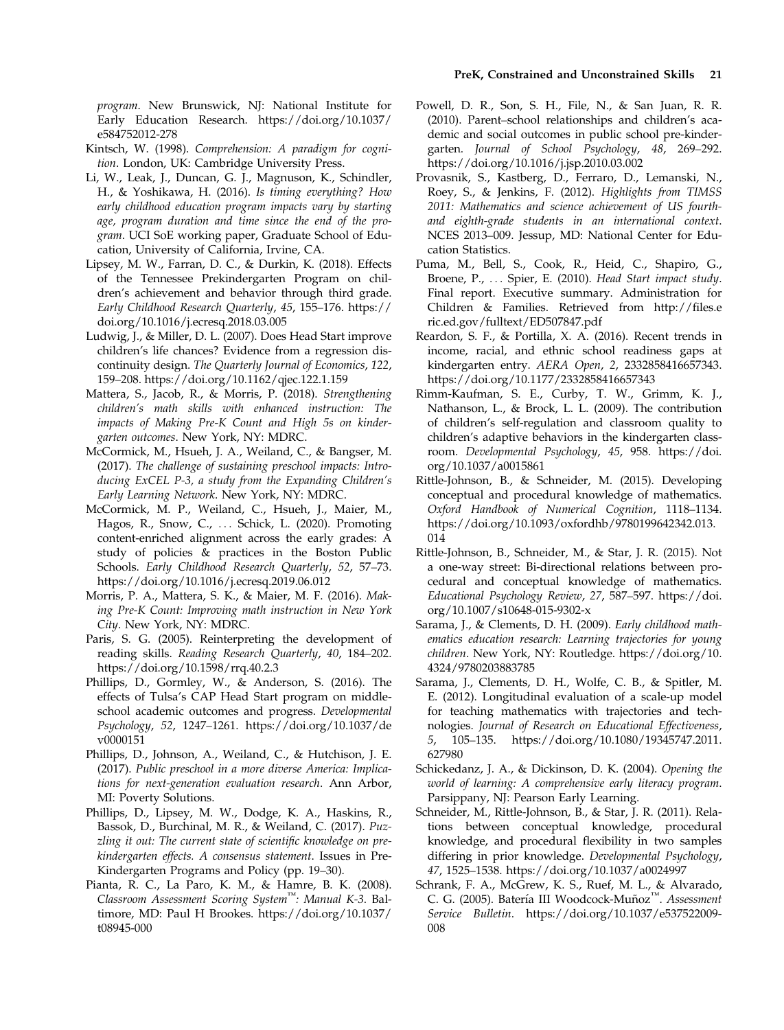program. New Brunswick, NJ: National Institute for Early Education Research. https://doi.org/10.1037/e584752012-278

Kintsch, W. (1998). *Comprehension: A paradigm for cognition*. London, UK: Cambridge University Press.

Li, W., Leak, J., Duncan, G. J., Magnuson, K., Schindler, H., & Yoshikawa, H. (2016). *Is timing everything? How early childhood education program impacts vary by starting age, program duration and time since the end of the program*. UCI SoE working paper, Graduate School of Education, University of California, Irvine, CA.

Lipsey, M. W., Farran, D. C., & Durkin, K. (2018). Effects of the Tennessee Prekindergarten Program on children's achievement and behavior through third grade. *Early Childhood Research Quarterly*, *45*, 155–176. https://doi.org/10.1016/j.ecresq.2018.03.005

Ludwig, J., & Miller, D. L. (2007). Does Head Start improve children's life chances? Evidence from a regression discontinuity design. *The Quarterly Journal of Economics*, *122*, 159–208. https://doi.org/10.1162/qjec.122.1.159

Mattera, S., Jacob, R., & Morris, P. (2018). *Strengthening children's math skills with enhanced instruction: The impacts of Making Pre-K Count and High 5s on kindergarten outcomes*. New York, NY: MDRC.

McCormick, M., Hsueh, J. A., Weiland, C., & Bangser, M. (2017). *The challenge of sustaining preschool impacts: Introducing ExCEL P-3, a study from the Expanding Children's Early Learning Network*. New York, NY: MDRC.

McCormick, M. P., Weiland, C., Hsueh, J., Maier, M., Hagos, R., Snow, C., ... Schick, L. (2020). Promoting content-enriched alignment across the early grades: A study of policies & practices in the Boston Public Schools. *Early Childhood Research Quarterly*, *52*, 57–73. https://doi.org/10.1016/j.ecresq.2019.06.012

Morris, P. A., Mattera, S. K., & Maier, M. F. (2016). *Making Pre-K Count: Improving math instruction in New York City*. New York, NY: MDRC.

Paris, S. G. (2005). Reinterpreting the development of reading skills. *Reading Research Quarterly*, *40*, 184–202. https://doi.org/10.1598/rrq.40.2.3

Phillips, D., Gormley, W., & Anderson, S. (2016). The effects of Tulsa's CAP Head Start program on middle-school academic outcomes and progress. *Developmental Psychology*, *52*, 1247–1261. https://doi.org/10.1037/dev0000151

Phillips, D., Johnson, A., Weiland, C., & Hutchison, J. E. (2017). *Public preschool in a more diverse America: Implications for next-generation evaluation research*. Ann Arbor, MI: Poverty Solutions.

Phillips, D., Lipsey, M. W., Dodge, K. A., Haskins, R., Bassok, D., Burchinal, M. R., & Weiland, C. (2017). *Puzzling it out: The current state of scientific knowledge on prekindergarten effects. A consensus statement*. Issues in Pre-Kindergarten Programs and Policy (pp. 19–30).

Pianta, R. C., La Paro, K. M., & Hamre, B. K. (2008). *Classroom Assessment Scoring System™: Manual K-3*. Baltimore, MD: Paul H Brookes. https://doi.org/10.1037/t08945-000

Powell, D. R., Son, S. H., File, N., & San Juan, R. R. (2010). Parent–school relationships and children's academic and social outcomes in public school pre-kindergarten. *Journal of School Psychology*, *48*, 269–292. https://doi.org/10.1016/j.jsp.2010.03.002

Provasnik, S., Kastberg, D., Ferraro, D., Lemanski, N., Roey, S., & Jenkins, F. (2012). *Highlights from TIMSS 2011: Mathematics and science achievement of US fourth- and eighth-grade students in an international context*. NCES 2013–009. Jessup, MD: National Center for Education Statistics.

Puma, M., Bell, S., Cook, R., Heid, C., Shapiro, G., Broene, P., ... Spier, E. (2010). *Head Start impact study*. Final report. Executive summary. Administration for Children & Families. Retrieved from http://files.eric.ed.gov/fulltext/ED507847.pdf

Reardon, S. F., & Portilla, X. A. (2016). Recent trends in income, racial, and ethnic school readiness gaps at kindergarten entry. *AERA Open*, *2*, 2332858416657343. https://doi.org/10.1177/2332858416657343

Rimm-Kaufman, S. E., Curby, T. W., Grimm, K. J., Nathanson, L., & Brock, L. L. (2009). The contribution of children's self-regulation and classroom quality to children's adaptive behaviors in the kindergarten classroom. *Developmental Psychology*, *45*, 958. https://doi.org/10.1037/a0015861

Rittle-Johnson, B., & Schneider, M. (2015). Developing conceptual and procedural knowledge of mathematics. *Oxford Handbook of Numerical Cognition*, 1118–1134. https://doi.org/10.1093/oxfordhb/9780199642342.013.014

Rittle-Johnson, B., Schneider, M., & Star, J. R. (2015). Not a one-way street: Bi-directional relations between procedural and conceptual knowledge of mathematics. *Educational Psychology Review*, *27*, 587–597. https://doi.org/10.1007/s10648-015-9302-x

Sarama, J., & Clements, D. H. (2009). *Early childhood mathematics education research: Learning trajectories for young children*. New York, NY: Routledge. https://doi.org/10.4324/9780203883785

Sarama, J., Clements, D. H., Wolfe, C. B., & Spitler, M. E. (2012). Longitudinal evaluation of a scale-up model for teaching mathematics with trajectories and technologies. *Journal of Research on Educational Effectiveness*, *5*, 105–135. https://doi.org/10.1080/19345747.2011.627980

Schickedanz, J. A., & Dickinson, D. K. (2004). *Opening the world of learning: A comprehensive early literacy program*. Parsippany, NJ: Pearson Early Learning.

Schneider, M., Rittle-Johnson, B., & Star, J. R. (2011). Relations between conceptual knowledge, procedural knowledge, and procedural flexibility in two samples differing in prior knowledge. *Developmental Psychology*, *47*, 1525–1538. https://doi.org/10.1037/a0024997

Schrank, F. A., McGrew, K. S., Ruef, M. L., & Alvarado, C. G. (2005). Batería III Woodcock-Muñoz™. *Assessment Service Bulletin*. https://doi.org/10.1037/e537522009-008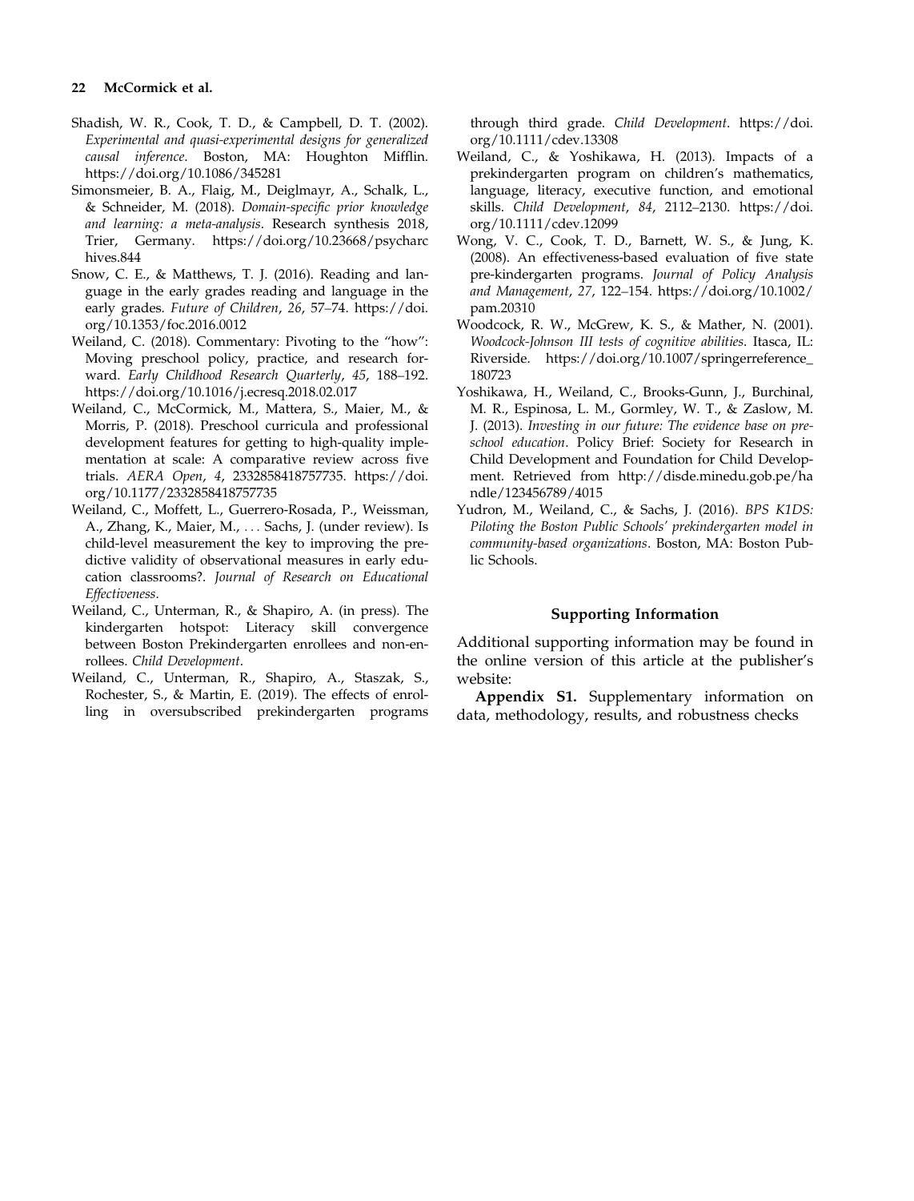Shadish, W. R., Cook, T. D., & Campbell, D. T. (2002). *Experimental and quasi-experimental designs for generalized causal inference*. Boston, MA: Houghton Mifflin. https://doi.org/10.1086/345281

Simonsmeier, B. A., Flaig, M., Deiglmayr, A., Schalk, L., & Schneider, M. (2018). *Domain-specific prior knowledge and learning: a meta-analysis*. Research synthesis 2018, Trier, Germany. https://doi.org/10.23668/psycharchives.844

Snow, C. E., & Matthews, T. J. (2016). Reading and language in the early grades reading and language in the early grades. *Future of Children*, *26*, 57–74. https://doi.org/10.1353/foc.2016.0012

Weiland, C. (2018). Commentary: Pivoting to the "how": Moving preschool policy, practice, and research forward. *Early Childhood Research Quarterly*, *45*, 188–192. https://doi.org/10.1016/j.ecresq.2018.02.017

Weiland, C., McCormick, M., Mattera, S., Maier, M., & Morris, P. (2018). Preschool curricula and professional development features for getting to high-quality implementation at scale: A comparative review across five trials. *AERA Open*, *4*, 2332858418757735. https://doi.org/10.1177/2332858418757735

Weiland, C., Moffett, L., Guerrero-Rosada, P., Weissman, A., Zhang, K., Maier, M., ... Sachs, J. (under review). Is child-level measurement the key to improving the predictive validity of observational measures in early education classrooms?. *Journal of Research on Educational Effectiveness*.

Weiland, C., Unterman, R., & Shapiro, A. (in press). The kindergarten hotspot: Literacy skill convergence between Boston Prekindergarten enrollees and non-enrollees. *Child Development*.

Weiland, C., Unterman, R., Shapiro, A., Staszak, S., Rochester, S., & Martin, E. (2019). The effects of enrolling in oversubscribed prekindergarten programs through third grade. *Child Development*. https://doi.org/10.1111/cdev.13308

Weiland, C., & Yoshikawa, H. (2013). Impacts of a prekindergarten program on children's mathematics, language, literacy, executive function, and emotional skills. *Child Development*, *84*, 2112–2130. https://doi.org/10.1111/cdev.12099

Wong, V. C., Cook, T. D., Barnett, W. S., & Jung, K. (2008). An effectiveness-based evaluation of five state pre-kindergarten programs. *Journal of Policy Analysis and Management*, *27*, 122–154. https://doi.org/10.1002/pam.20310

Woodcock, R. W., McGrew, K. S., & Mather, N. (2001). *Woodcock-Johnson III tests of cognitive abilities*. Itasca, IL: Riverside. https://doi.org/10.1007/springerreference_180723

Yoshikawa, H., Weiland, C., Brooks-Gunn, J., Burchinal, M. R., Espinosa, L. M., Gormley, W. T., & Zaslow, M. J. (2013). *Investing in our future: The evidence base on preschool education*. Policy Brief: Society for Research in Child Development and Foundation for Child Development. Retrieved from http://disde.minedu.gob.pe/handle/123456789/4015

Yudron, M., Weiland, C., & Sachs, J. (2016). *BPS K1DS: Piloting the Boston Public Schools' prekindergarten model in community-based organizations*. Boston, MA: Boston Public Schools.

### Supporting Information

Additional supporting information may be found in the online version of this article at the publisher's website:

**Appendix S1.** Supplementary information on data, methodology, results, and robustness checks